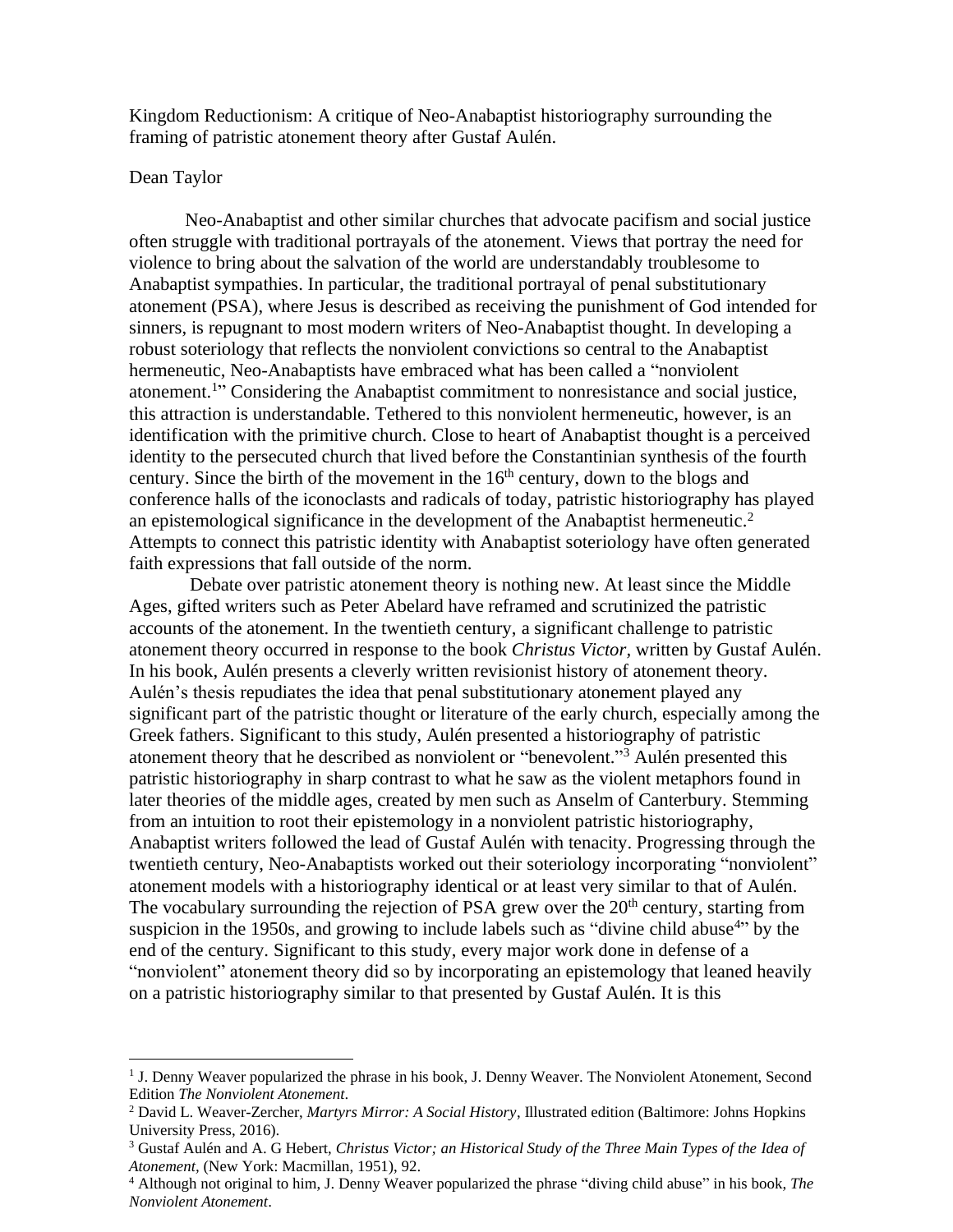Kingdom Reductionism: A critique of Neo-Anabaptist historiography surrounding the framing of patristic atonement theory after Gustaf Aulén.

Dean Taylor

Neo-Anabaptist and other similar churches that advocate pacifism and social justice often struggle with traditional portrayals of the atonement. Views that portray the need for violence to bring about the salvation of the world are understandably troublesome to Anabaptist sympathies. In particular, the traditional portrayal of penal substitutionary atonement (PSA), where Jesus is described as receiving the punishment of God intended for sinners, is repugnant to most modern writers of Neo-Anabaptist thought. In developing a robust soteriology that reflects the nonviolent convictions so central to the Anabaptist hermeneutic, Neo-Anabaptists have embraced what has been called a "nonviolent atonement.[1]" Considering the Anabaptist commitment to nonresistance and social justice, this attraction is understandable. Tethered to this nonviolent hermeneutic, however, is an identification with the primitive church. Close to heart of Anabaptist thought is a perceived identity to the persecuted church that lived before the Constantinian synthesis of the fourth century. Since the birth of the movement in the 16th century, down to the blogs and conference halls of the iconoclasts and radicals of today, patristic historiography has played an epistemological significance in the development of the Anabaptist hermeneutic.[2] Attempts to connect this patristic identity with Anabaptist soteriology have often generated faith expressions that fall outside of the norm.

Debate over patristic atonement theory is nothing new. At least since the Middle Ages, gifted writers such as Peter Abelard have reframed and scrutinized the patristic accounts of the atonement. In the twentieth century, a significant challenge to patristic atonement theory occurred in response to the book *Christus Victor*, written by Gustaf Aulén. In his book, Aulén presents a cleverly written revisionist history of atonement theory. Aulén's thesis repudiates the idea that penal substitutionary atonement played any significant part of the patristic thought or literature of the early church, especially among the Greek fathers. Significant to this study, Aulén presented a historiography of patristic atonement theory that he described as nonviolent or "benevolent."[3] Aulén presented this patristic historiography in sharp contrast to what he saw as the violent metaphors found in later theories of the middle ages, created by men such as Anselm of Canterbury. Stemming from an intuition to root their epistemology in a nonviolent patristic historiography, Anabaptist writers followed the lead of Gustaf Aulén with tenacity. Progressing through the twentieth century, Neo-Anabaptists worked out their soteriology incorporating "nonviolent" atonement models with a historiography identical or at least very similar to that of Aulén. The vocabulary surrounding the rejection of PSA grew over the 20th century, starting from suspicion in the 1950s, and growing to include labels such as "divine child abuse[4]" by the end of the century. Significant to this study, every major work done in defense of a "nonviolent" atonement theory did so by incorporating an epistemology that leaned heavily on a patristic historiography similar to that presented by Gustaf Aulén. It is this

---

[1] J. Denny Weaver popularized the phrase in his book, J. Denny Weaver. The Nonviolent Atonement, Second Edition *The Nonviolent Atonement*.

[2] David L. Weaver-Zercher, *Martyrs Mirror: A Social History*, Illustrated edition (Baltimore: Johns Hopkins University Press, 2016).

[3] Gustaf Aulén and A. G Hebert, *Christus Victor; an Historical Study of the Three Main Types of the Idea of Atonement*, (New York: Macmillan, 1951), 92.

[4] Although not original to him, J. Denny Weaver popularized the phrase "diving child abuse" in his book, *The Nonviolent Atonement*.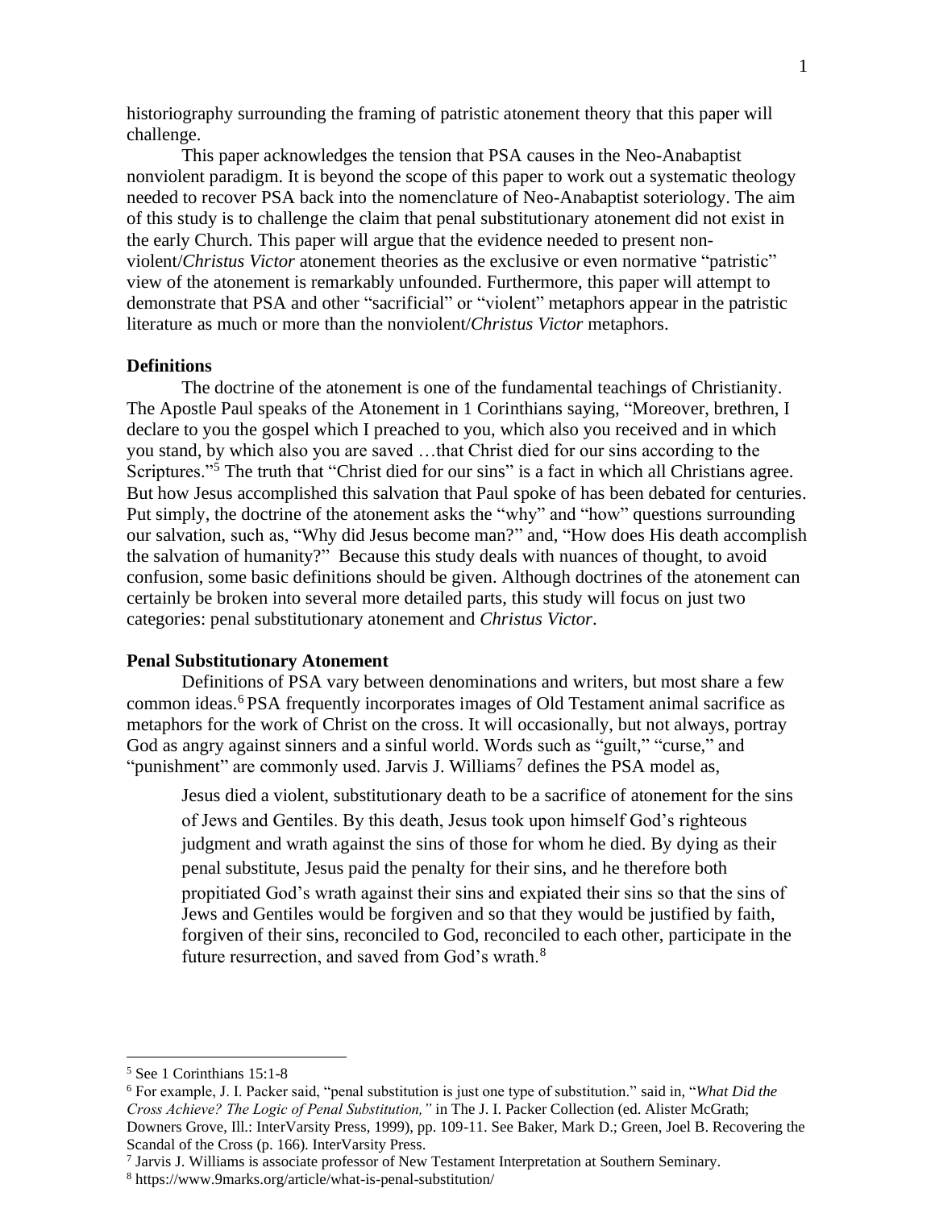historiography surrounding the framing of patristic atonement theory that this paper will challenge.

This paper acknowledges the tension that PSA causes in the Neo-Anabaptist nonviolent paradigm. It is beyond the scope of this paper to work out a systematic theology needed to recover PSA back into the nomenclature of Neo-Anabaptist soteriology. The aim of this study is to challenge the claim that penal substitutionary atonement did not exist in the early Church. This paper will argue that the evidence needed to present non-violent/*Christus Victor* atonement theories as the exclusive or even normative "patristic" view of the atonement is remarkably unfounded. Furthermore, this paper will attempt to demonstrate that PSA and other "sacrificial" or "violent" metaphors appear in the patristic literature as much or more than the nonviolent/*Christus Victor* metaphors.

### Definitions

The doctrine of the atonement is one of the fundamental teachings of Christianity. The Apostle Paul speaks of the Atonement in 1 Corinthians saying, "Moreover, brethren, I declare to you the gospel which I preached to you, which also you received and in which you stand, by which also you are saved …that Christ died for our sins according to the Scriptures."[5] The truth that "Christ died for our sins" is a fact in which all Christians agree. But how Jesus accomplished this salvation that Paul spoke of has been debated for centuries. Put simply, the doctrine of the atonement asks the "why" and "how" questions surrounding our salvation, such as, "Why did Jesus become man?" and, "How does His death accomplish the salvation of humanity?" Because this study deals with nuances of thought, to avoid confusion, some basic definitions should be given. Although doctrines of the atonement can certainly be broken into several more detailed parts, this study will focus on just two categories: penal substitutionary atonement and *Christus Victor*.

### Penal Substitutionary Atonement

Definitions of PSA vary between denominations and writers, but most share a few common ideas.[6] PSA frequently incorporates images of Old Testament animal sacrifice as metaphors for the work of Christ on the cross. It will occasionally, but not always, portray God as angry against sinners and a sinful world. Words such as "guilt," "curse," and "punishment" are commonly used. Jarvis J. Williams[7] defines the PSA model as,

> Jesus died a violent, substitutionary death to be a sacrifice of atonement for the sins of Jews and Gentiles. By this death, Jesus took upon himself God's righteous judgment and wrath against the sins of those for whom he died. By dying as their penal substitute, Jesus paid the penalty for their sins, and he therefore both propitiated God's wrath against their sins and expiated their sins so that the sins of Jews and Gentiles would be forgiven and so that they would be justified by faith, forgiven of their sins, reconciled to God, reconciled to each other, participate in the future resurrection, and saved from God's wrath.[8]

---

[5] See 1 Corinthians 15:1-8

[6] For example, J. I. Packer said, "penal substitution is just one type of substitution." said in, "*What Did the Cross Achieve? The Logic of Penal Substitution,"* in The J. I. Packer Collection (ed. Alister McGrath; Downers Grove, Ill.: InterVarsity Press, 1999), pp. 109-11. See Baker, Mark D.; Green, Joel B. Recovering the Scandal of the Cross (p. 166). InterVarsity Press.

[7] Jarvis J. Williams is associate professor of New Testament Interpretation at Southern Seminary.

[8] https://www.9marks.org/article/what-is-penal-substitution/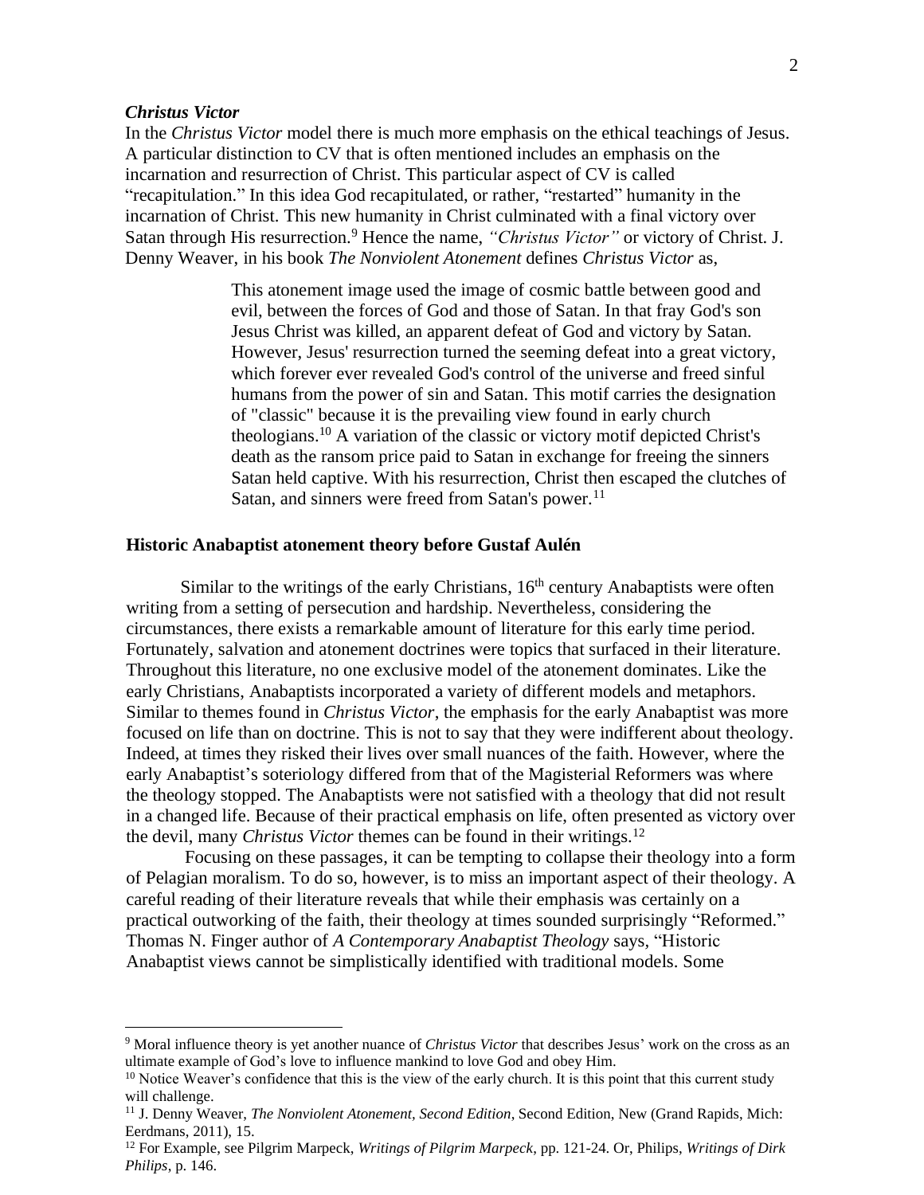### *Christus Victor*

In the *Christus Victor* model there is much more emphasis on the ethical teachings of Jesus. A particular distinction to CV that is often mentioned includes an emphasis on the incarnation and resurrection of Christ. This particular aspect of CV is called "recapitulation." In this idea God recapitulated, or rather, "restarted" humanity in the incarnation of Christ. This new humanity in Christ culminated with a final victory over Satan through His resurrection.[9] Hence the name, *"Christus Victor"* or victory of Christ. J. Denny Weaver, in his book *The Nonviolent Atonement* defines *Christus Victor* as,

> This atonement image used the image of cosmic battle between good and evil, between the forces of God and those of Satan. In that fray God's son Jesus Christ was killed, an apparent defeat of God and victory by Satan. However, Jesus' resurrection turned the seeming defeat into a great victory, which forever ever revealed God's control of the universe and freed sinful humans from the power of sin and Satan. This motif carries the designation of "classic" because it is the prevailing view found in early church theologians.[10] A variation of the classic or victory motif depicted Christ's death as the ransom price paid to Satan in exchange for freeing the sinners Satan held captive. With his resurrection, Christ then escaped the clutches of Satan, and sinners were freed from Satan's power.[11]

## Historic Anabaptist atonement theory before Gustaf Aulén

Similar to the writings of the early Christians, 16th century Anabaptists were often writing from a setting of persecution and hardship. Nevertheless, considering the circumstances, there exists a remarkable amount of literature for this early time period. Fortunately, salvation and atonement doctrines were topics that surfaced in their literature. Throughout this literature, no one exclusive model of the atonement dominates. Like the early Christians, Anabaptists incorporated a variety of different models and metaphors. Similar to themes found in *Christus Victor*, the emphasis for the early Anabaptist was more focused on life than on doctrine. This is not to say that they were indifferent about theology. Indeed, at times they risked their lives over small nuances of the faith. However, where the early Anabaptist's soteriology differed from that of the Magisterial Reformers was where the theology stopped. The Anabaptists were not satisfied with a theology that did not result in a changed life. Because of their practical emphasis on life, often presented as victory over the devil, many *Christus Victor* themes can be found in their writings.[12]

Focusing on these passages, it can be tempting to collapse their theology into a form of Pelagian moralism. To do so, however, is to miss an important aspect of their theology. A careful reading of their literature reveals that while their emphasis was certainly on a practical outworking of the faith, their theology at times sounded surprisingly "Reformed." Thomas N. Finger author of *A Contemporary Anabaptist Theology* says, "Historic Anabaptist views cannot be simplistically identified with traditional models. Some

---

[9] Moral influence theory is yet another nuance of *Christus Victor* that describes Jesus' work on the cross as an ultimate example of God's love to influence mankind to love God and obey Him.

[10] Notice Weaver's confidence that this is the view of the early church. It is this point that this current study will challenge.

[11] J. Denny Weaver, *The Nonviolent Atonement, Second Edition*, Second Edition, New (Grand Rapids, Mich: Eerdmans, 2011), 15.

[12] For Example, see Pilgrim Marpeck, *Writings of Pilgrim Marpeck*, pp. 121-24. Or, Philips, *Writings of Dirk Philips*, p. 146.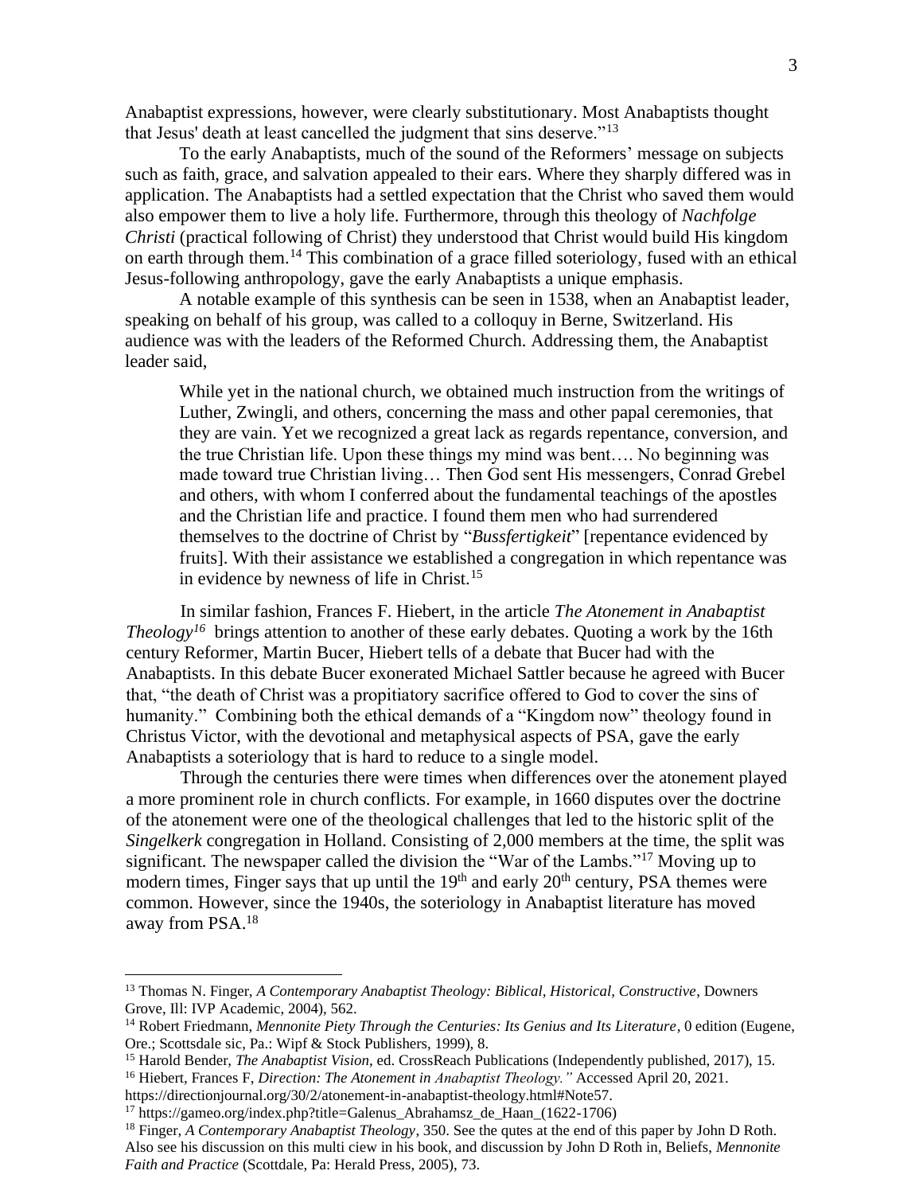Anabaptist expressions, however, were clearly substitutionary. Most Anabaptists thought that Jesus' death at least cancelled the judgment that sins deserve."[13]

To the early Anabaptists, much of the sound of the Reformers' message on subjects such as faith, grace, and salvation appealed to their ears. Where they sharply differed was in application. The Anabaptists had a settled expectation that the Christ who saved them would also empower them to live a holy life. Furthermore, through this theology of *Nachfolge Christi* (practical following of Christ) they understood that Christ would build His kingdom on earth through them.[14] This combination of a grace filled soteriology, fused with an ethical Jesus-following anthropology, gave the early Anabaptists a unique emphasis.

A notable example of this synthesis can be seen in 1538, when an Anabaptist leader, speaking on behalf of his group, was called to a colloquy in Berne, Switzerland. His audience was with the leaders of the Reformed Church. Addressing them, the Anabaptist leader said,

> While yet in the national church, we obtained much instruction from the writings of Luther, Zwingli, and others, concerning the mass and other papal ceremonies, that they are vain. Yet we recognized a great lack as regards repentance, conversion, and the true Christian life. Upon these things my mind was bent…. No beginning was made toward true Christian living… Then God sent His messengers, Conrad Grebel and others, with whom I conferred about the fundamental teachings of the apostles and the Christian life and practice. I found them men who had surrendered themselves to the doctrine of Christ by "*Bussfertigkeit*" [repentance evidenced by fruits]. With their assistance we established a congregation in which repentance was in evidence by newness of life in Christ.[15]

In similar fashion, Frances F. Hiebert, in the article *The Atonement in Anabaptist Theology*[16] brings attention to another of these early debates. Quoting a work by the 16th century Reformer, Martin Bucer, Hiebert tells of a debate that Bucer had with the Anabaptists. In this debate Bucer exonerated Michael Sattler because he agreed with Bucer that, "the death of Christ was a propitiatory sacrifice offered to God to cover the sins of humanity." Combining both the ethical demands of a "Kingdom now" theology found in Christus Victor, with the devotional and metaphysical aspects of PSA, gave the early Anabaptists a soteriology that is hard to reduce to a single model.

Through the centuries there were times when differences over the atonement played a more prominent role in church conflicts. For example, in 1660 disputes over the doctrine of the atonement were one of the theological challenges that led to the historic split of the *Singelkerk* congregation in Holland. Consisting of 2,000 members at the time, the split was significant. The newspaper called the division the "War of the Lambs."[17] Moving up to modern times, Finger says that up until the 19th and early 20th century, PSA themes were common. However, since the 1940s, the soteriology in Anabaptist literature has moved away from PSA.[18]

---

[13] Thomas N. Finger, *A Contemporary Anabaptist Theology: Biblical, Historical, Constructive*, Downers Grove, Ill: IVP Academic, 2004), 562.

[14] Robert Friedmann, *Mennonite Piety Through the Centuries: Its Genius and Its Literature*, 0 edition (Eugene, Ore.; Scottsdale sic, Pa.: Wipf & Stock Publishers, 1999), 8.

[15] Harold Bender, *The Anabaptist Vision*, ed. CrossReach Publications (Independently published, 2017), 15.

[16] Hiebert, Frances F, *Direction: The Atonement in Anabaptist Theology."* Accessed April 20, 2021. https://directionjournal.org/30/2/atonement-in-anabaptist-theology.html#Note57.

[17] https://gameo.org/index.php?title=Galenus_Abrahamsz_de_Haan_(1622-1706)

[18] Finger, *A Contemporary Anabaptist Theology*, 350. See the qutes at the end of this paper by John D Roth. Also see his discussion on this multi ciew in his book, and discussion by John D Roth in, Beliefs, *Mennonite Faith and Practice* (Scottdale, Pa: Herald Press, 2005), 73.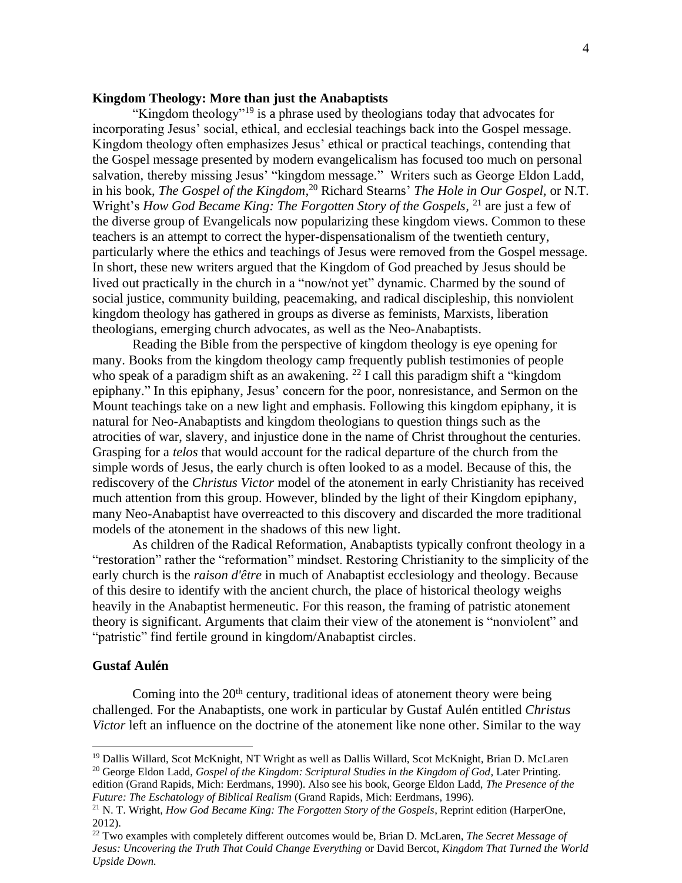**Kingdom Theology: More than just the Anabaptists**

"Kingdom theology"[19] is a phrase used by theologians today that advocates for incorporating Jesus' social, ethical, and ecclesial teachings back into the Gospel message. Kingdom theology often emphasizes Jesus' ethical or practical teachings, contending that the Gospel message presented by modern evangelicalism has focused too much on personal salvation, thereby missing Jesus' "kingdom message." Writers such as George Eldon Ladd, in his book, *The Gospel of the Kingdom*,[20] Richard Stearns' *The Hole in Our Gospel*, or N.T. Wright's *How God Became King: The Forgotten Story of the Gospels*, [21] are just a few of the diverse group of Evangelicals now popularizing these kingdom views. Common to these teachers is an attempt to correct the hyper-dispensationalism of the twentieth century, particularly where the ethics and teachings of Jesus were removed from the Gospel message. In short, these new writers argued that the Kingdom of God preached by Jesus should be lived out practically in the church in a "now/not yet" dynamic. Charmed by the sound of social justice, community building, peacemaking, and radical discipleship, this nonviolent kingdom theology has gathered in groups as diverse as feminists, Marxists, liberation theologians, emerging church advocates, as well as the Neo-Anabaptists.

Reading the Bible from the perspective of kingdom theology is eye opening for many. Books from the kingdom theology camp frequently publish testimonies of people who speak of a paradigm shift as an awakening. [22] I call this paradigm shift a "kingdom epiphany." In this epiphany, Jesus' concern for the poor, nonresistance, and Sermon on the Mount teachings take on a new light and emphasis. Following this kingdom epiphany, it is natural for Neo-Anabaptists and kingdom theologians to question things such as the atrocities of war, slavery, and injustice done in the name of Christ throughout the centuries. Grasping for a *telos* that would account for the radical departure of the church from the simple words of Jesus, the early church is often looked to as a model. Because of this, the rediscovery of the *Christus Victor* model of the atonement in early Christianity has received much attention from this group. However, blinded by the light of their Kingdom epiphany, many Neo-Anabaptist have overreacted to this discovery and discarded the more traditional models of the atonement in the shadows of this new light.

As children of the Radical Reformation, Anabaptists typically confront theology in a "restoration" rather the "reformation" mindset. Restoring Christianity to the simplicity of the early church is the *raison d'être* in much of Anabaptist ecclesiology and theology. Because of this desire to identify with the ancient church, the place of historical theology weighs heavily in the Anabaptist hermeneutic. For this reason, the framing of patristic atonement theory is significant. Arguments that claim their view of the atonement is "nonviolent" and "patristic" find fertile ground in kingdom/Anabaptist circles.

**Gustaf Aulén**

Coming into the 20th century, traditional ideas of atonement theory were being challenged. For the Anabaptists, one work in particular by Gustaf Aulén entitled *Christus Victor* left an influence on the doctrine of the atonement like none other. Similar to the way

---

[19] Dallis Willard, Scot McKnight, NT Wright as well as Dallis Willard, Scot McKnight, Brian D. McLaren

[20] George Eldon Ladd, *Gospel of the Kingdom: Scriptural Studies in the Kingdom of God*, Later Printing. edition (Grand Rapids, Mich: Eerdmans, 1990). Also see his book, George Eldon Ladd, *The Presence of the Future: The Eschatology of Biblical Realism* (Grand Rapids, Mich: Eerdmans, 1996).

[21] N. T. Wright, *How God Became King: The Forgotten Story of the Gospels*, Reprint edition (HarperOne, 2012).

[22] Two examples with completely different outcomes would be, Brian D. McLaren, *The Secret Message of Jesus: Uncovering the Truth That Could Change Everything* or David Bercot, *Kingdom That Turned the World Upside Down.*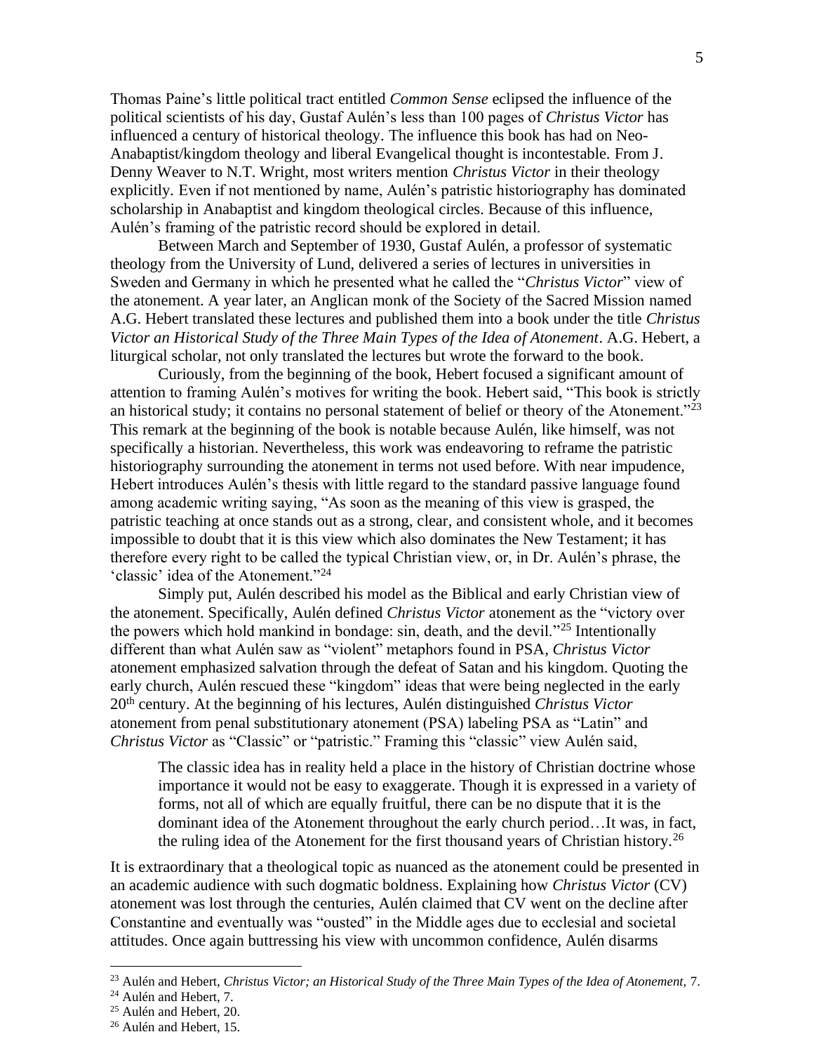Thomas Paine's little political tract entitled *Common Sense* eclipsed the influence of the political scientists of his day, Gustaf Aulén's less than 100 pages of *Christus Victor* has influenced a century of historical theology. The influence this book has had on Neo-Anabaptist/kingdom theology and liberal Evangelical thought is incontestable. From J. Denny Weaver to N.T. Wright, most writers mention *Christus Victor* in their theology explicitly. Even if not mentioned by name, Aulén's patristic historiography has dominated scholarship in Anabaptist and kingdom theological circles. Because of this influence, Aulén's framing of the patristic record should be explored in detail.

Between March and September of 1930, Gustaf Aulén, a professor of systematic theology from the University of Lund, delivered a series of lectures in universities in Sweden and Germany in which he presented what he called the "*Christus Victor*" view of the atonement. A year later, an Anglican monk of the Society of the Sacred Mission named A.G. Hebert translated these lectures and published them into a book under the title *Christus Victor an Historical Study of the Three Main Types of the Idea of Atonement*. A.G. Hebert, a liturgical scholar, not only translated the lectures but wrote the forward to the book.

Curiously, from the beginning of the book, Hebert focused a significant amount of attention to framing Aulén's motives for writing the book. Hebert said, "This book is strictly an historical study; it contains no personal statement of belief or theory of the Atonement."[23] This remark at the beginning of the book is notable because Aulén, like himself, was not specifically a historian. Nevertheless, this work was endeavoring to reframe the patristic historiography surrounding the atonement in terms not used before. With near impudence, Hebert introduces Aulén's thesis with little regard to the standard passive language found among academic writing saying, "As soon as the meaning of this view is grasped, the patristic teaching at once stands out as a strong, clear, and consistent whole, and it becomes impossible to doubt that it is this view which also dominates the New Testament; it has therefore every right to be called the typical Christian view, or, in Dr. Aulén's phrase, the 'classic' idea of the Atonement."[24]

Simply put, Aulén described his model as the Biblical and early Christian view of the atonement. Specifically, Aulén defined *Christus Victor* atonement as the "victory over the powers which hold mankind in bondage: sin, death, and the devil."[25] Intentionally different than what Aulén saw as "violent" metaphors found in PSA, *Christus Victor* atonement emphasized salvation through the defeat of Satan and his kingdom. Quoting the early church, Aulén rescued these "kingdom" ideas that were being neglected in the early 20th century. At the beginning of his lectures, Aulén distinguished *Christus Victor* atonement from penal substitutionary atonement (PSA) labeling PSA as "Latin" and *Christus Victor* as "Classic" or "patristic." Framing this "classic" view Aulén said,

> The classic idea has in reality held a place in the history of Christian doctrine whose importance it would not be easy to exaggerate. Though it is expressed in a variety of forms, not all of which are equally fruitful, there can be no dispute that it is the dominant idea of the Atonement throughout the early church period…It was, in fact, the ruling idea of the Atonement for the first thousand years of Christian history.[26]

It is extraordinary that a theological topic as nuanced as the atonement could be presented in an academic audience with such dogmatic boldness. Explaining how *Christus Victor* (CV) atonement was lost through the centuries, Aulén claimed that CV went on the decline after Constantine and eventually was "ousted" in the Middle ages due to ecclesial and societal attitudes. Once again buttressing his view with uncommon confidence, Aulén disarms

---

[23] Aulén and Hebert, *Christus Victor; an Historical Study of the Three Main Types of the Idea of Atonement,* 7.

[24] Aulén and Hebert, 7.

[25] Aulén and Hebert, 20.

[26] Aulén and Hebert, 15.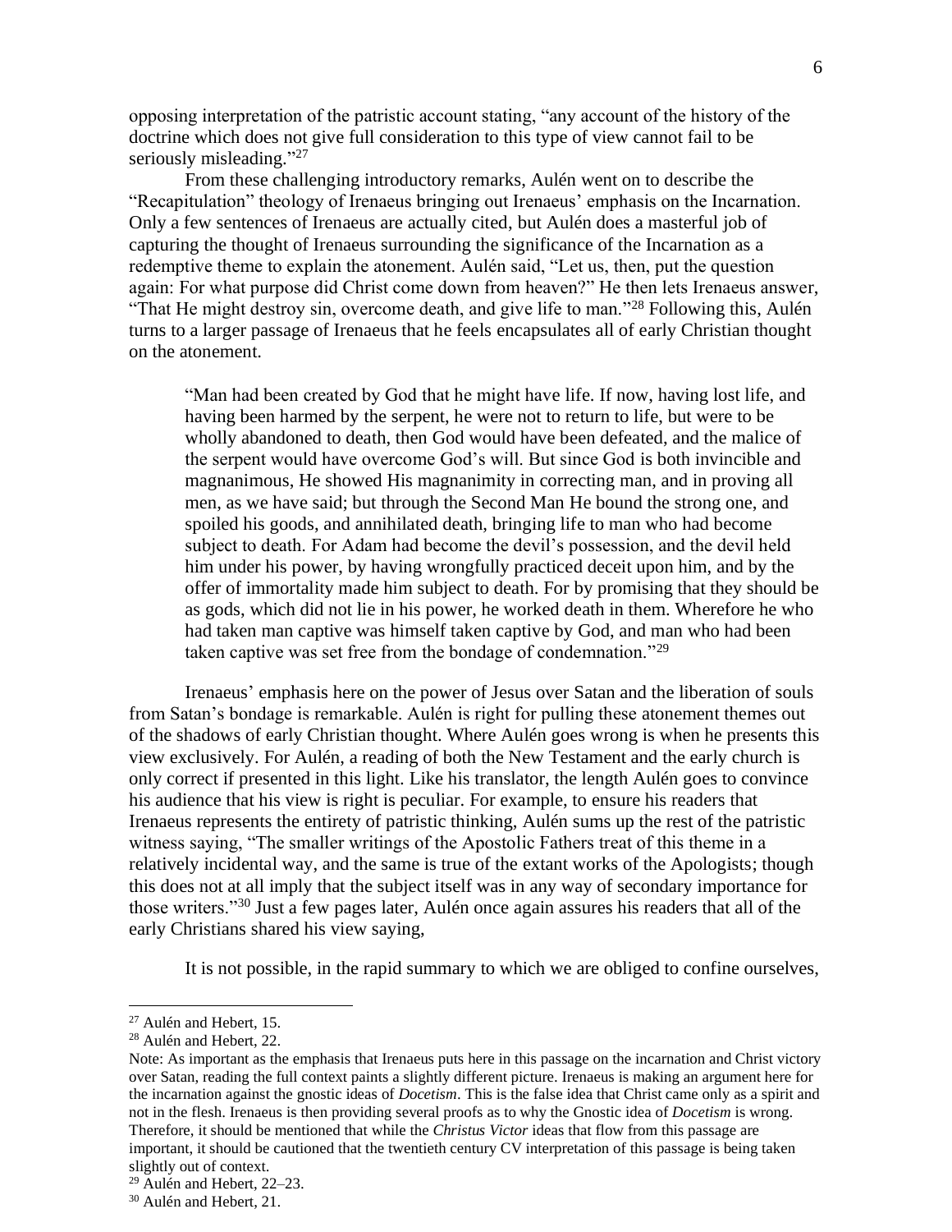opposing interpretation of the patristic account stating, "any account of the history of the doctrine which does not give full consideration to this type of view cannot fail to be seriously misleading."[27]

From these challenging introductory remarks, Aulén went on to describe the "Recapitulation" theology of Irenaeus bringing out Irenaeus' emphasis on the Incarnation. Only a few sentences of Irenaeus are actually cited, but Aulén does a masterful job of capturing the thought of Irenaeus surrounding the significance of the Incarnation as a redemptive theme to explain the atonement. Aulén said, "Let us, then, put the question again: For what purpose did Christ come down from heaven?" He then lets Irenaeus answer, "That He might destroy sin, overcome death, and give life to man."[28] Following this, Aulén turns to a larger passage of Irenaeus that he feels encapsulates all of early Christian thought on the atonement.

> "Man had been created by God that he might have life. If now, having lost life, and having been harmed by the serpent, he were not to return to life, but were to be wholly abandoned to death, then God would have been defeated, and the malice of the serpent would have overcome God's will. But since God is both invincible and magnanimous, He showed His magnanimity in correcting man, and in proving all men, as we have said; but through the Second Man He bound the strong one, and spoiled his goods, and annihilated death, bringing life to man who had become subject to death. For Adam had become the devil's possession, and the devil held him under his power, by having wrongfully practiced deceit upon him, and by the offer of immortality made him subject to death. For by promising that they should be as gods, which did not lie in his power, he worked death in them. Wherefore he who had taken man captive was himself taken captive by God, and man who had been taken captive was set free from the bondage of condemnation."[29]

Irenaeus' emphasis here on the power of Jesus over Satan and the liberation of souls from Satan's bondage is remarkable. Aulén is right for pulling these atonement themes out of the shadows of early Christian thought. Where Aulén goes wrong is when he presents this view exclusively. For Aulén, a reading of both the New Testament and the early church is only correct if presented in this light. Like his translator, the length Aulén goes to convince his audience that his view is right is peculiar. For example, to ensure his readers that Irenaeus represents the entirety of patristic thinking, Aulén sums up the rest of the patristic witness saying, "The smaller writings of the Apostolic Fathers treat of this theme in a relatively incidental way, and the same is true of the extant works of the Apologists; though this does not at all imply that the subject itself was in any way of secondary importance for those writers."[30] Just a few pages later, Aulén once again assures his readers that all of the early Christians shared his view saying,

> It is not possible, in the rapid summary to which we are obliged to confine ourselves,

---

[27] Aulén and Hebert, 15.

[28] Aulén and Hebert, 22.

Note: As important as the emphasis that Irenaeus puts here in this passage on the incarnation and Christ victory over Satan, reading the full context paints a slightly different picture. Irenaeus is making an argument here for the incarnation against the gnostic ideas of *Docetism*. This is the false idea that Christ came only as a spirit and not in the flesh. Irenaeus is then providing several proofs as to why the Gnostic idea of *Docetism* is wrong. Therefore, it should be mentioned that while the *Christus Victor* ideas that flow from this passage are important, it should be cautioned that the twentieth century CV interpretation of this passage is being taken slightly out of context.

[29] Aulén and Hebert, 22–23.

[30] Aulén and Hebert, 21.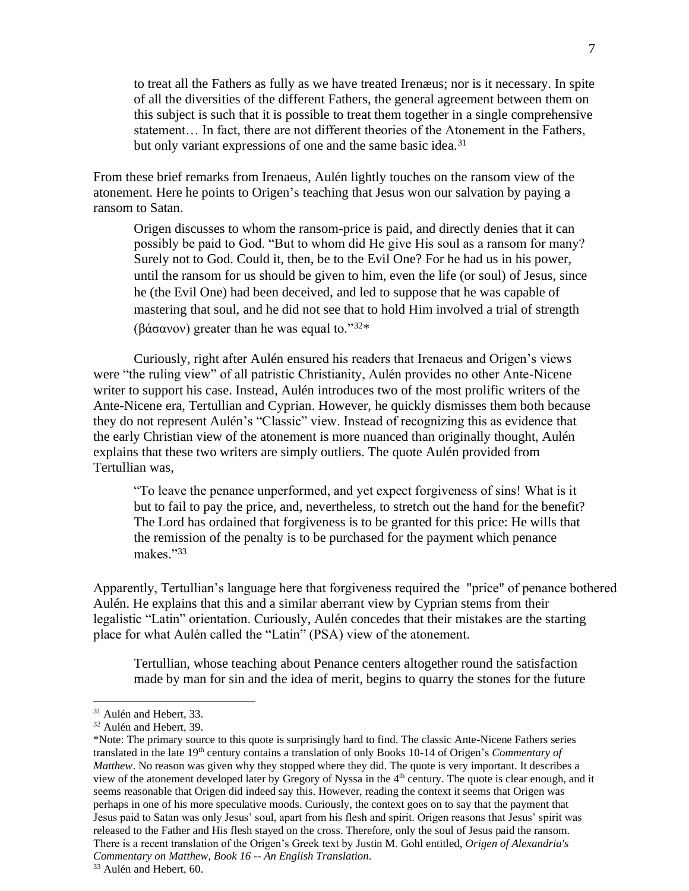> to treat all the Fathers as fully as we have treated Irenæus; nor is it necessary. In spite of all the diversities of the different Fathers, the general agreement between them on this subject is such that it is possible to treat them together in a single comprehensive statement… In fact, there are not different theories of the Atonement in the Fathers, but only variant expressions of one and the same basic idea.[31]

From these brief remarks from Irenaeus, Aulén lightly touches on the ransom view of the atonement. Here he points to Origen's teaching that Jesus won our salvation by paying a ransom to Satan.

> Origen discusses to whom the ransom-price is paid, and directly denies that it can possibly be paid to God. "But to whom did He give His soul as a ransom for many? Surely not to God. Could it, then, be to the Evil One? For he had us in his power, until the ransom for us should be given to him, even the life (or soul) of Jesus, since he (the Evil One) had been deceived, and led to suppose that he was capable of mastering that soul, and he did not see that to hold Him involved a trial of strength (βάσανον) greater than he was equal to."[32]*

Curiously, right after Aulén ensured his readers that Irenaeus and Origen's views were "the ruling view" of all patristic Christianity, Aulén provides no other Ante-Nicene writer to support his case. Instead, Aulén introduces two of the most prolific writers of the Ante-Nicene era, Tertullian and Cyprian. However, he quickly dismisses them both because they do not represent Aulén's "Classic" view. Instead of recognizing this as evidence that the early Christian view of the atonement is more nuanced than originally thought, Aulén explains that these two writers are simply outliers. The quote Aulén provided from Tertullian was,

> "To leave the penance unperformed, and yet expect forgiveness of sins! What is it but to fail to pay the price, and, nevertheless, to stretch out the hand for the benefit? The Lord has ordained that forgiveness is to be granted for this price: He wills that the remission of the penalty is to be purchased for the payment which penance makes."[33]

Apparently, Tertullian's language here that forgiveness required the "price" of penance bothered Aulén. He explains that this and a similar aberrant view by Cyprian stems from their legalistic "Latin" orientation. Curiously, Aulén concedes that their mistakes are the starting place for what Aulén called the "Latin" (PSA) view of the atonement.

> Tertullian, whose teaching about Penance centers altogether round the satisfaction made by man for sin and the idea of merit, begins to quarry the stones for the future

---

[31] Aulén and Hebert, 33.

[32] Aulén and Hebert, 39.

*Note: The primary source to this quote is surprisingly hard to find. The classic Ante-Nicene Fathers series translated in the late 19th century contains a translation of only Books 10-14 of Origen's *Commentary of Matthew*. No reason was given why they stopped where they did. The quote is very important. It describes a view of the atonement developed later by Gregory of Nyssa in the 4th century. The quote is clear enough, and it seems reasonable that Origen did indeed say this. However, reading the context it seems that Origen was perhaps in one of his more speculative moods. Curiously, the context goes on to say that the payment that Jesus paid to Satan was only Jesus' soul, apart from his flesh and spirit. Origen reasons that Jesus' spirit was released to the Father and His flesh stayed on the cross. Therefore, only the soul of Jesus paid the ransom. There is a recent translation of the Origen's Greek text by Justin M. Gohl entitled, *Origen of Alexandria's Commentary on Matthew, Book 16 -- An English Translation*.

[33] Aulén and Hebert, 60.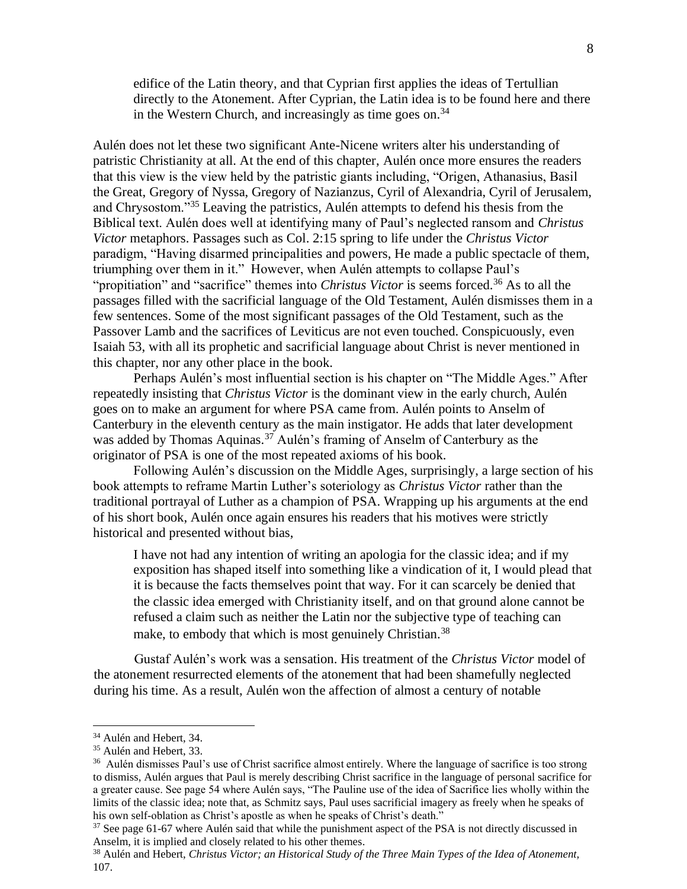> edifice of the Latin theory, and that Cyprian first applies the ideas of Tertullian directly to the Atonement. After Cyprian, the Latin idea is to be found here and there in the Western Church, and increasingly as time goes on.[34]

Aulén does not let these two significant Ante-Nicene writers alter his understanding of patristic Christianity at all. At the end of this chapter, Aulén once more ensures the readers that this view is the view held by the patristic giants including, "Origen, Athanasius, Basil the Great, Gregory of Nyssa, Gregory of Nazianzus, Cyril of Alexandria, Cyril of Jerusalem, and Chrysostom."[35] Leaving the patristics, Aulén attempts to defend his thesis from the Biblical text. Aulén does well at identifying many of Paul's neglected ransom and *Christus Victor* metaphors. Passages such as Col. 2:15 spring to life under the *Christus Victor* paradigm, "Having disarmed principalities and powers, He made a public spectacle of them, triumphing over them in it." However, when Aulén attempts to collapse Paul's "propitiation" and "sacrifice" themes into *Christus Victor* is seems forced.[36] As to all the passages filled with the sacrificial language of the Old Testament, Aulén dismisses them in a few sentences. Some of the most significant passages of the Old Testament, such as the Passover Lamb and the sacrifices of Leviticus are not even touched. Conspicuously, even Isaiah 53, with all its prophetic and sacrificial language about Christ is never mentioned in this chapter, nor any other place in the book.

Perhaps Aulén's most influential section is his chapter on "The Middle Ages." After repeatedly insisting that *Christus Victor* is the dominant view in the early church, Aulén goes on to make an argument for where PSA came from. Aulén points to Anselm of Canterbury in the eleventh century as the main instigator. He adds that later development was added by Thomas Aquinas.[37] Aulén's framing of Anselm of Canterbury as the originator of PSA is one of the most repeated axioms of his book.

Following Aulén's discussion on the Middle Ages, surprisingly, a large section of his book attempts to reframe Martin Luther's soteriology as *Christus Victor* rather than the traditional portrayal of Luther as a champion of PSA. Wrapping up his arguments at the end of his short book, Aulén once again ensures his readers that his motives were strictly historical and presented without bias,

> I have not had any intention of writing an apologia for the classic idea; and if my exposition has shaped itself into something like a vindication of it, I would plead that it is because the facts themselves point that way. For it can scarcely be denied that the classic idea emerged with Christianity itself, and on that ground alone cannot be refused a claim such as neither the Latin nor the subjective type of teaching can make, to embody that which is most genuinely Christian.[38]

Gustaf Aulén's work was a sensation. His treatment of the *Christus Victor* model of the atonement resurrected elements of the atonement that had been shamefully neglected during his time. As a result, Aulén won the affection of almost a century of notable

---

[34] Aulén and Hebert, 34.

[35] Aulén and Hebert, 33.

[36] Aulén dismisses Paul's use of Christ sacrifice almost entirely. Where the language of sacrifice is too strong to dismiss, Aulén argues that Paul is merely describing Christ sacrifice in the language of personal sacrifice for a greater cause. See page 54 where Aulén says, "The Pauline use of the idea of Sacrifice lies wholly within the limits of the classic idea; note that, as Schmitz says, Paul uses sacrificial imagery as freely when he speaks of his own self-oblation as Christ's apostle as when he speaks of Christ's death."

[37] See page 61-67 where Aulén said that while the punishment aspect of the PSA is not directly discussed in Anselm, it is implied and closely related to his other themes.

[38] Aulén and Hebert, *Christus Victor; an Historical Study of the Three Main Types of the Idea of Atonement,* 107.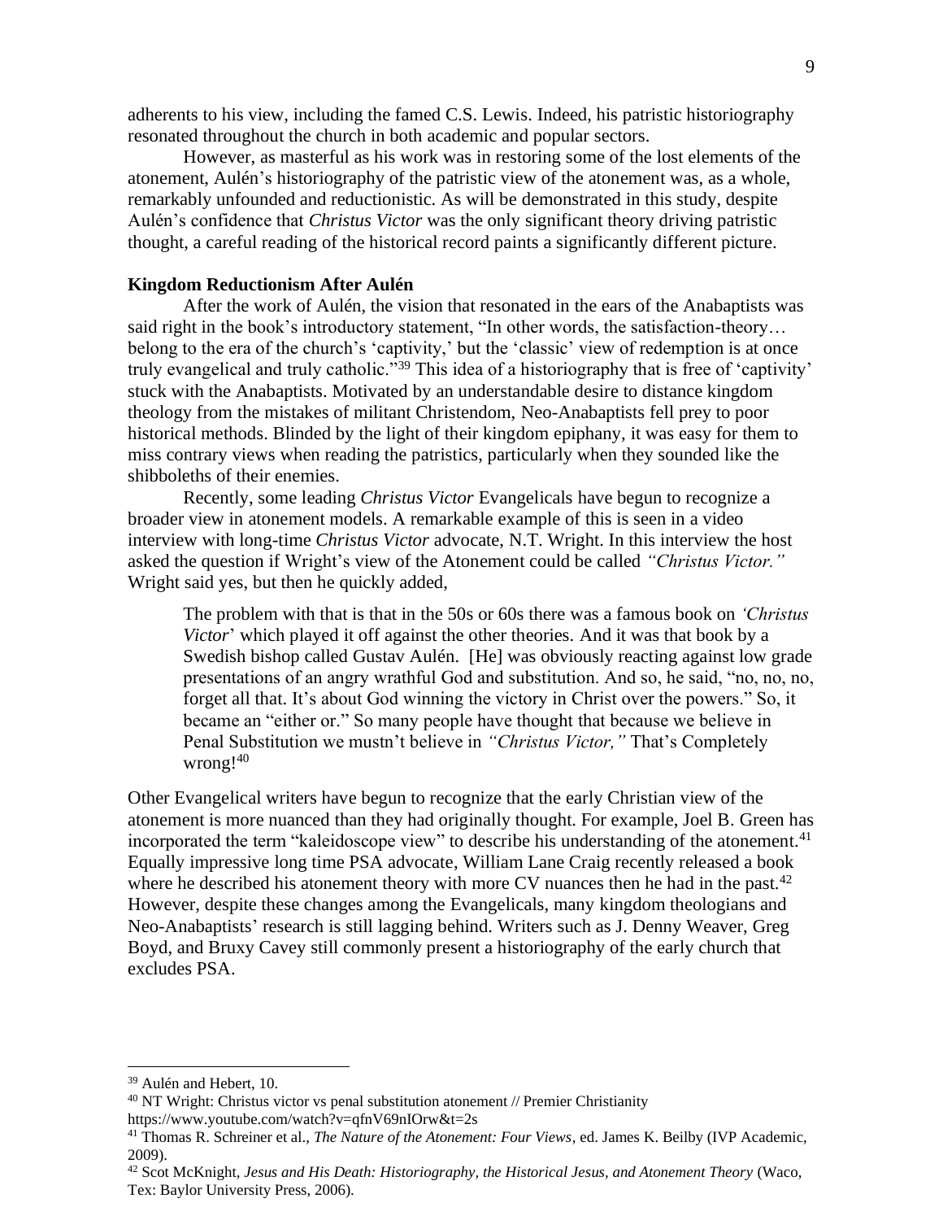adherents to his view, including the famed C.S. Lewis. Indeed, his patristic historiography resonated throughout the church in both academic and popular sectors.

However, as masterful as his work was in restoring some of the lost elements of the atonement, Aulén's historiography of the patristic view of the atonement was, as a whole, remarkably unfounded and reductionistic. As will be demonstrated in this study, despite Aulén's confidence that *Christus Victor* was the only significant theory driving patristic thought, a careful reading of the historical record paints a significantly different picture.

**Kingdom Reductionism After Aulén**

After the work of Aulén, the vision that resonated in the ears of the Anabaptists was said right in the book's introductory statement, "In other words, the satisfaction-theory… belong to the era of the church's 'captivity,' but the 'classic' view of redemption is at once truly evangelical and truly catholic."[39] This idea of a historiography that is free of 'captivity' stuck with the Anabaptists. Motivated by an understandable desire to distance kingdom theology from the mistakes of militant Christendom, Neo-Anabaptists fell prey to poor historical methods. Blinded by the light of their kingdom epiphany, it was easy for them to miss contrary views when reading the patristics, particularly when they sounded like the shibboleths of their enemies.

Recently, some leading *Christus Victor* Evangelicals have begun to recognize a broader view in atonement models. A remarkable example of this is seen in a video interview with long-time *Christus Victor* advocate, N.T. Wright. In this interview the host asked the question if Wright's view of the Atonement could be called *"Christus Victor."* Wright said yes, but then he quickly added,

> The problem with that is that in the 50s or 60s there was a famous book on *'Christus Victor*' which played it off against the other theories. And it was that book by a Swedish bishop called Gustav Aulén. [He] was obviously reacting against low grade presentations of an angry wrathful God and substitution. And so, he said, "no, no, no, forget all that. It's about God winning the victory in Christ over the powers." So, it became an "either or." So many people have thought that because we believe in Penal Substitution we mustn't believe in *"Christus Victor,"* That's Completely wrong![40]

Other Evangelical writers have begun to recognize that the early Christian view of the atonement is more nuanced than they had originally thought. For example, Joel B. Green has incorporated the term "kaleidoscope view" to describe his understanding of the atonement.[41] Equally impressive long time PSA advocate, William Lane Craig recently released a book where he described his atonement theory with more CV nuances then he had in the past.[42] However, despite these changes among the Evangelicals, many kingdom theologians and Neo-Anabaptists' research is still lagging behind. Writers such as J. Denny Weaver, Greg Boyd, and Bruxy Cavey still commonly present a historiography of the early church that excludes PSA.

---

[39] Aulén and Hebert, 10.

[40] NT Wright: Christus victor vs penal substitution atonement // Premier Christianity https://www.youtube.com/watch?v=qfnV69nIOrw&t=2s

[41] Thomas R. Schreiner et al., *The Nature of the Atonement: Four Views*, ed. James K. Beilby (IVP Academic, 2009).

[42] Scot McKnight, *Jesus and His Death: Historiography, the Historical Jesus, and Atonement Theory* (Waco, Tex: Baylor University Press, 2006).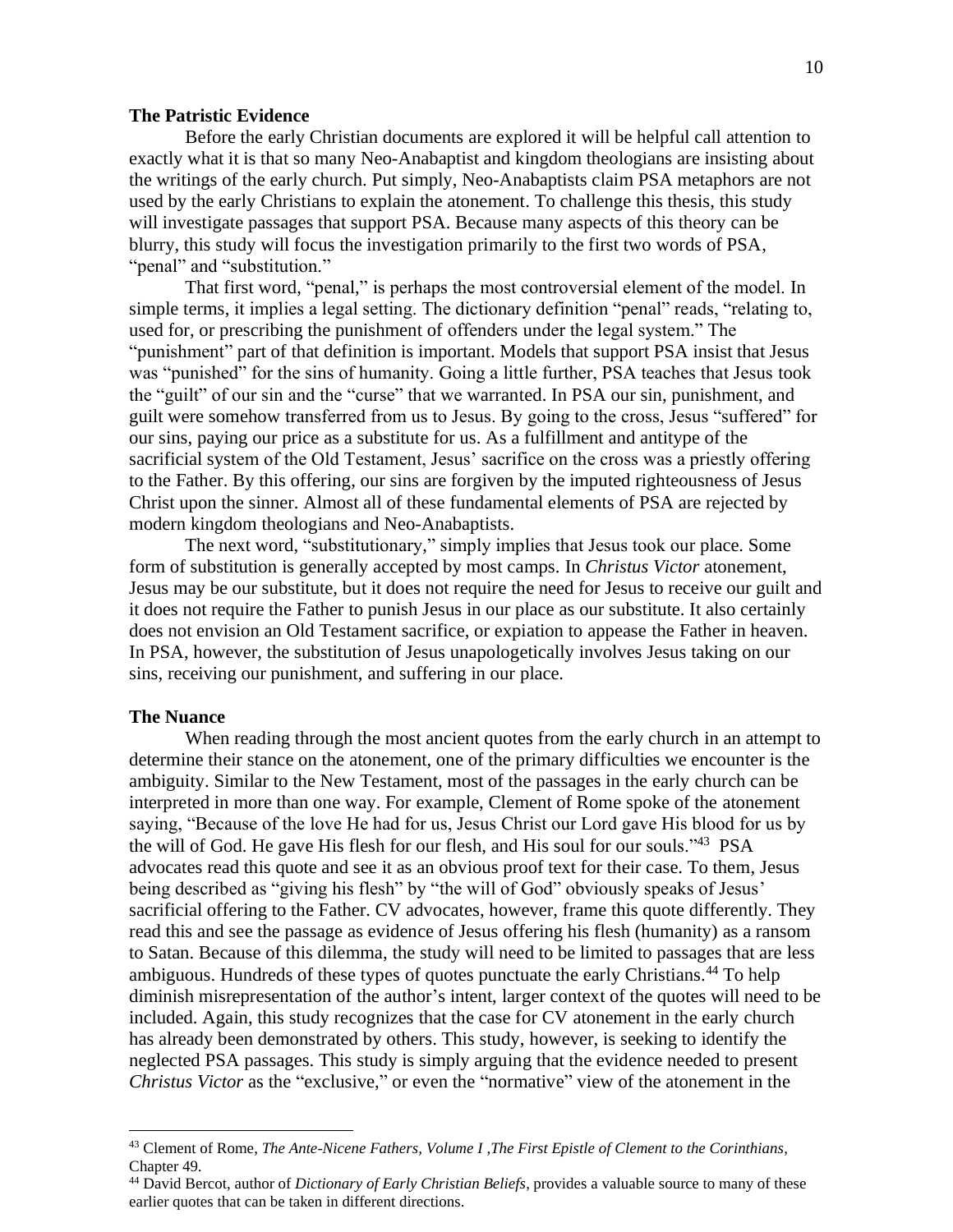**The Patristic Evidence**

Before the early Christian documents are explored it will be helpful call attention to exactly what it is that so many Neo-Anabaptist and kingdom theologians are insisting about the writings of the early church. Put simply, Neo-Anabaptists claim PSA metaphors are not used by the early Christians to explain the atonement. To challenge this thesis, this study will investigate passages that support PSA. Because many aspects of this theory can be blurry, this study will focus the investigation primarily to the first two words of PSA, "penal" and "substitution."

That first word, "penal," is perhaps the most controversial element of the model. In simple terms, it implies a legal setting. The dictionary definition "penal" reads, "relating to, used for, or prescribing the punishment of offenders under the legal system." The "punishment" part of that definition is important. Models that support PSA insist that Jesus was "punished" for the sins of humanity. Going a little further, PSA teaches that Jesus took the "guilt" of our sin and the "curse" that we warranted. In PSA our sin, punishment, and guilt were somehow transferred from us to Jesus. By going to the cross, Jesus "suffered" for our sins, paying our price as a substitute for us. As a fulfillment and antitype of the sacrificial system of the Old Testament, Jesus' sacrifice on the cross was a priestly offering to the Father. By this offering, our sins are forgiven by the imputed righteousness of Jesus Christ upon the sinner. Almost all of these fundamental elements of PSA are rejected by modern kingdom theologians and Neo-Anabaptists.

The next word, "substitutionary," simply implies that Jesus took our place. Some form of substitution is generally accepted by most camps. In *Christus Victor* atonement, Jesus may be our substitute, but it does not require the need for Jesus to receive our guilt and it does not require the Father to punish Jesus in our place as our substitute. It also certainly does not envision an Old Testament sacrifice, or expiation to appease the Father in heaven. In PSA, however, the substitution of Jesus unapologetically involves Jesus taking on our sins, receiving our punishment, and suffering in our place.

**The Nuance**

When reading through the most ancient quotes from the early church in an attempt to determine their stance on the atonement, one of the primary difficulties we encounter is the ambiguity. Similar to the New Testament, most of the passages in the early church can be interpreted in more than one way. For example, Clement of Rome spoke of the atonement saying, "Because of the love He had for us, Jesus Christ our Lord gave His blood for us by the will of God. He gave His flesh for our flesh, and His soul for our souls."[43] PSA advocates read this quote and see it as an obvious proof text for their case. To them, Jesus being described as "giving his flesh" by "the will of God" obviously speaks of Jesus' sacrificial offering to the Father. CV advocates, however, frame this quote differently. They read this and see the passage as evidence of Jesus offering his flesh (humanity) as a ransom to Satan. Because of this dilemma, the study will need to be limited to passages that are less ambiguous. Hundreds of these types of quotes punctuate the early Christians.[44] To help diminish misrepresentation of the author's intent, larger context of the quotes will need to be included. Again, this study recognizes that the case for CV atonement in the early church has already been demonstrated by others. This study, however, is seeking to identify the neglected PSA passages. This study is simply arguing that the evidence needed to present *Christus Victor* as the "exclusive," or even the "normative" view of the atonement in the

---

[43] Clement of Rome, *The Ante-Nicene Fathers, Volume I ,The First Epistle of Clement to the Corinthians*, Chapter 49.

[44] David Bercot, author of *Dictionary of Early Christian Beliefs*, provides a valuable source to many of these earlier quotes that can be taken in different directions.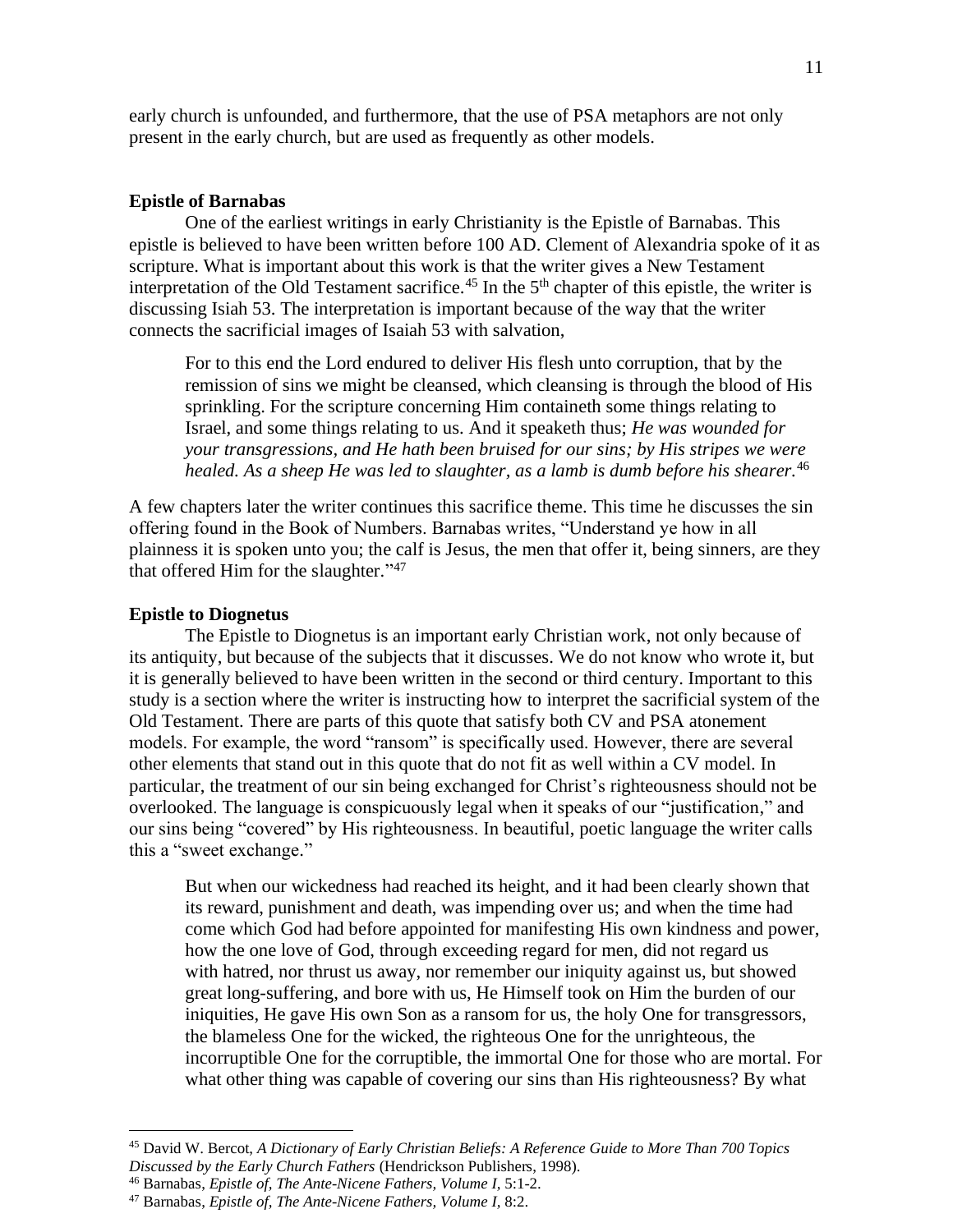early church is unfounded, and furthermore, that the use of PSA metaphors are not only present in the early church, but are used as frequently as other models.

**Epistle of Barnabas**

One of the earliest writings in early Christianity is the Epistle of Barnabas. This epistle is believed to have been written before 100 AD. Clement of Alexandria spoke of it as scripture. What is important about this work is that the writer gives a New Testament interpretation of the Old Testament sacrifice.[45] In the 5th chapter of this epistle, the writer is discussing Isiah 53. The interpretation is important because of the way that the writer connects the sacrificial images of Isaiah 53 with salvation,

> For to this end the Lord endured to deliver His flesh unto corruption, that by the remission of sins we might be cleansed, which cleansing is through the blood of His sprinkling. For the scripture concerning Him containeth some things relating to Israel, and some things relating to us. And it speaketh thus; *He was wounded for your transgressions, and He hath been bruised for our sins; by His stripes we were healed. As a sheep He was led to slaughter, as a lamb is dumb before his shearer.*[46]

A few chapters later the writer continues this sacrifice theme. This time he discusses the sin offering found in the Book of Numbers. Barnabas writes, "Understand ye how in all plainness it is spoken unto you; the calf is Jesus, the men that offer it, being sinners, are they that offered Him for the slaughter."[47]

**Epistle to Diognetus**

The Epistle to Diognetus is an important early Christian work, not only because of its antiquity, but because of the subjects that it discusses. We do not know who wrote it, but it is generally believed to have been written in the second or third century. Important to this study is a section where the writer is instructing how to interpret the sacrificial system of the Old Testament. There are parts of this quote that satisfy both CV and PSA atonement models. For example, the word "ransom" is specifically used. However, there are several other elements that stand out in this quote that do not fit as well within a CV model. In particular, the treatment of our sin being exchanged for Christ's righteousness should not be overlooked. The language is conspicuously legal when it speaks of our "justification," and our sins being "covered" by His righteousness. In beautiful, poetic language the writer calls this a "sweet exchange."

> But when our wickedness had reached its height, and it had been clearly shown that its reward, punishment and death, was impending over us; and when the time had come which God had before appointed for manifesting His own kindness and power, how the one love of God, through exceeding regard for men, did not regard us with hatred, nor thrust us away, nor remember our iniquity against us, but showed great long-suffering, and bore with us, He Himself took on Him the burden of our iniquities, He gave His own Son as a ransom for us, the holy One for transgressors, the blameless One for the wicked, the righteous One for the unrighteous, the incorruptible One for the corruptible, the immortal One for those who are mortal. For what other thing was capable of covering our sins than His righteousness? By what

---

[45] David W. Bercot, *A Dictionary of Early Christian Beliefs: A Reference Guide to More Than 700 Topics Discussed by the Early Church Fathers* (Hendrickson Publishers, 1998).

[46] Barnabas, *Epistle of, The Ante-Nicene Fathers, Volume I,* 5:1-2.

[47] Barnabas, *Epistle of, The Ante-Nicene Fathers, Volume I,* 8:2.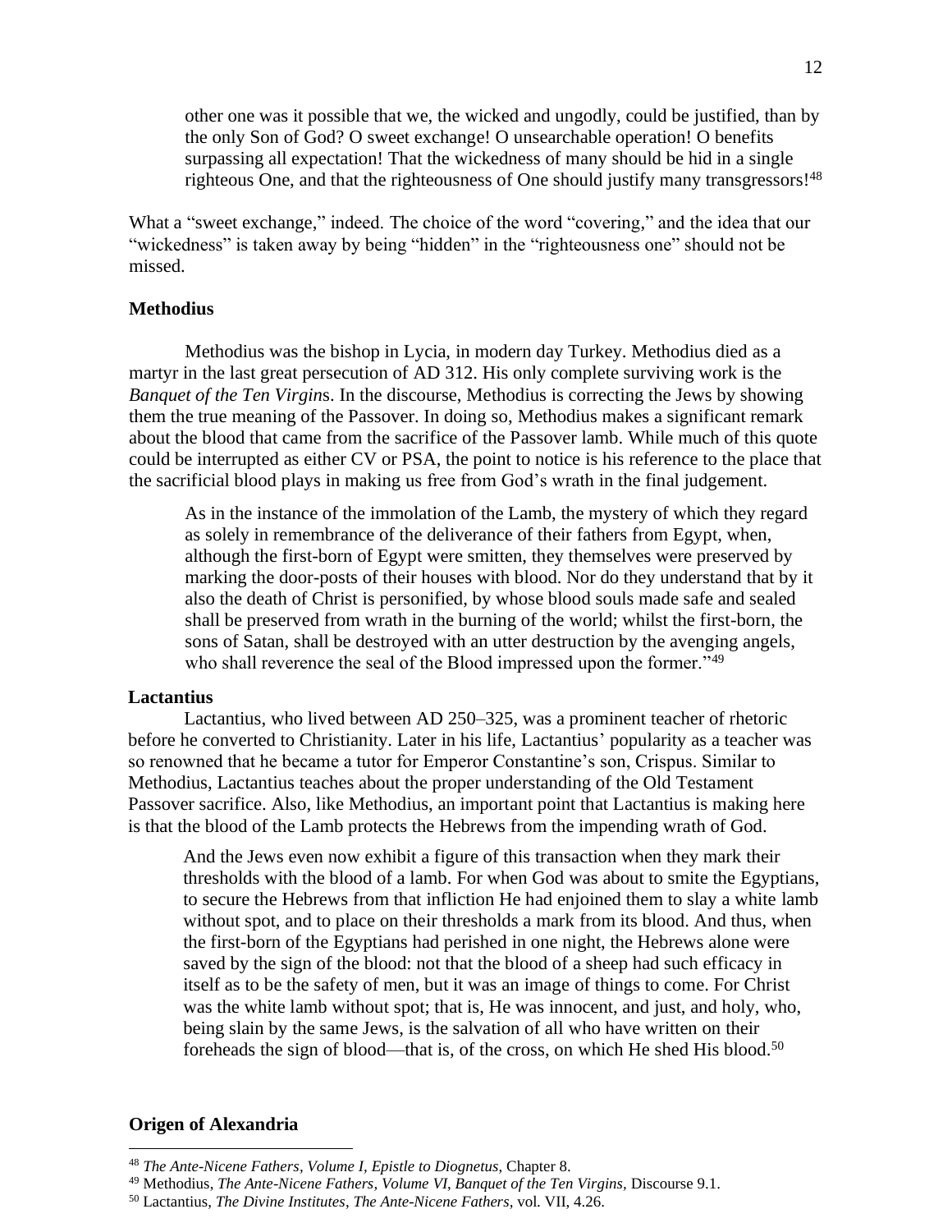> other one was it possible that we, the wicked and ungodly, could be justified, than by the only Son of God? O sweet exchange! O unsearchable operation! O benefits surpassing all expectation! That the wickedness of many should be hid in a single righteous One, and that the righteousness of One should justify many transgressors![48]

What a "sweet exchange," indeed. The choice of the word "covering," and the idea that our "wickedness" is taken away by being "hidden" in the "righteousness one" should not be missed.

### Methodius

Methodius was the bishop in Lycia, in modern day Turkey. Methodius died as a martyr in the last great persecution of AD 312. His only complete surviving work is the *Banquet of the Ten Virgins*. In the discourse, Methodius is correcting the Jews by showing them the true meaning of the Passover. In doing so, Methodius makes a significant remark about the blood that came from the sacrifice of the Passover lamb. While much of this quote could be interrupted as either CV or PSA, the point to notice is his reference to the place that the sacrificial blood plays in making us free from God's wrath in the final judgement.

> As in the instance of the immolation of the Lamb, the mystery of which they regard as solely in remembrance of the deliverance of their fathers from Egypt, when, although the first-born of Egypt were smitten, they themselves were preserved by marking the door-posts of their houses with blood. Nor do they understand that by it also the death of Christ is personified, by whose blood souls made safe and sealed shall be preserved from wrath in the burning of the world; whilst the first-born, the sons of Satan, shall be destroyed with an utter destruction by the avenging angels, who shall reverence the seal of the Blood impressed upon the former."[49]

### Lactantius

Lactantius, who lived between AD 250–325, was a prominent teacher of rhetoric before he converted to Christianity. Later in his life, Lactantius' popularity as a teacher was so renowned that he became a tutor for Emperor Constantine's son, Crispus. Similar to Methodius, Lactantius teaches about the proper understanding of the Old Testament Passover sacrifice. Also, like Methodius, an important point that Lactantius is making here is that the blood of the Lamb protects the Hebrews from the impending wrath of God.

> And the Jews even now exhibit a figure of this transaction when they mark their thresholds with the blood of a lamb. For when God was about to smite the Egyptians, to secure the Hebrews from that infliction He had enjoined them to slay a white lamb without spot, and to place on their thresholds a mark from its blood. And thus, when the first-born of the Egyptians had perished in one night, the Hebrews alone were saved by the sign of the blood: not that the blood of a sheep had such efficacy in itself as to be the safety of men, but it was an image of things to come. For Christ was the white lamb without spot; that is, He was innocent, and just, and holy, who, being slain by the same Jews, is the salvation of all who have written on their foreheads the sign of blood—that is, of the cross, on which He shed His blood.[50]

### Origen of Alexandria

---

[48] *The Ante-Nicene Fathers, Volume I, Epistle to Diognetus,* Chapter 8.

[49] Methodius, *The Ante-Nicene Fathers, Volume VI, Banquet of the Ten Virgins,* Discourse 9.1.

[50] Lactantius, *The Divine Institutes, The Ante-Nicene Fathers,* vol. VII, 4.26.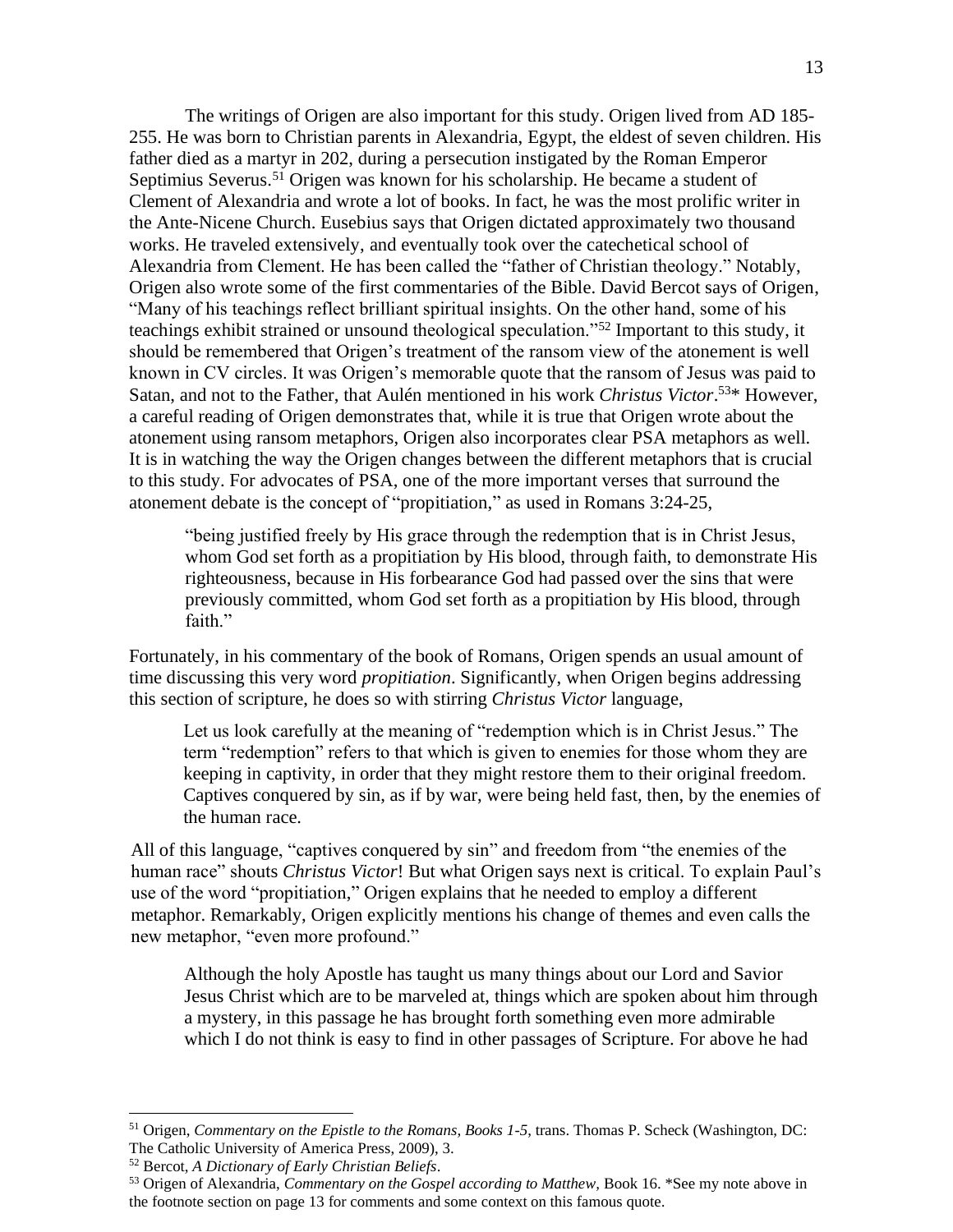The writings of Origen are also important for this study. Origen lived from AD 185-255. He was born to Christian parents in Alexandria, Egypt, the eldest of seven children. His father died as a martyr in 202, during a persecution instigated by the Roman Emperor Septimius Severus.[51] Origen was known for his scholarship. He became a student of Clement of Alexandria and wrote a lot of books. In fact, he was the most prolific writer in the Ante-Nicene Church. Eusebius says that Origen dictated approximately two thousand works. He traveled extensively, and eventually took over the catechetical school of Alexandria from Clement. He has been called the "father of Christian theology." Notably, Origen also wrote some of the first commentaries of the Bible. David Bercot says of Origen, "Many of his teachings reflect brilliant spiritual insights. On the other hand, some of his teachings exhibit strained or unsound theological speculation."[52] Important to this study, it should be remembered that Origen's treatment of the ransom view of the atonement is well known in CV circles. It was Origen's memorable quote that the ransom of Jesus was paid to Satan, and not to the Father, that Aulén mentioned in his work *Christus Victor*.[53]* However, a careful reading of Origen demonstrates that, while it is true that Origen wrote about the atonement using ransom metaphors, Origen also incorporates clear PSA metaphors as well. It is in watching the way the Origen changes between the different metaphors that is crucial to this study. For advocates of PSA, one of the more important verses that surround the atonement debate is the concept of "propitiation," as used in Romans 3:24-25,

> "being justified freely by His grace through the redemption that is in Christ Jesus, whom God set forth as a propitiation by His blood, through faith, to demonstrate His righteousness, because in His forbearance God had passed over the sins that were previously committed, whom God set forth as a propitiation by His blood, through faith."

Fortunately, in his commentary of the book of Romans, Origen spends an usual amount of time discussing this very word *propitiation*. Significantly, when Origen begins addressing this section of scripture, he does so with stirring *Christus Victor* language,

> Let us look carefully at the meaning of "redemption which is in Christ Jesus." The term "redemption" refers to that which is given to enemies for those whom they are keeping in captivity, in order that they might restore them to their original freedom. Captives conquered by sin, as if by war, were being held fast, then, by the enemies of the human race.

All of this language, "captives conquered by sin" and freedom from "the enemies of the human race" shouts *Christus Victor*! But what Origen says next is critical. To explain Paul's use of the word "propitiation," Origen explains that he needed to employ a different metaphor. Remarkably, Origen explicitly mentions his change of themes and even calls the new metaphor, "even more profound."

> Although the holy Apostle has taught us many things about our Lord and Savior Jesus Christ which are to be marveled at, things which are spoken about him through a mystery, in this passage he has brought forth something even more admirable which I do not think is easy to find in other passages of Scripture. For above he had

---

[51] Origen, *Commentary on the Epistle to the Romans, Books 1-5*, trans. Thomas P. Scheck (Washington, DC: The Catholic University of America Press, 2009), 3.

[52] Bercot, *A Dictionary of Early Christian Beliefs*.

[53] Origen of Alexandria, *Commentary on the Gospel according to Matthew*, Book 16. *See my note above in the footnote section on page 13 for comments and some context on this famous quote.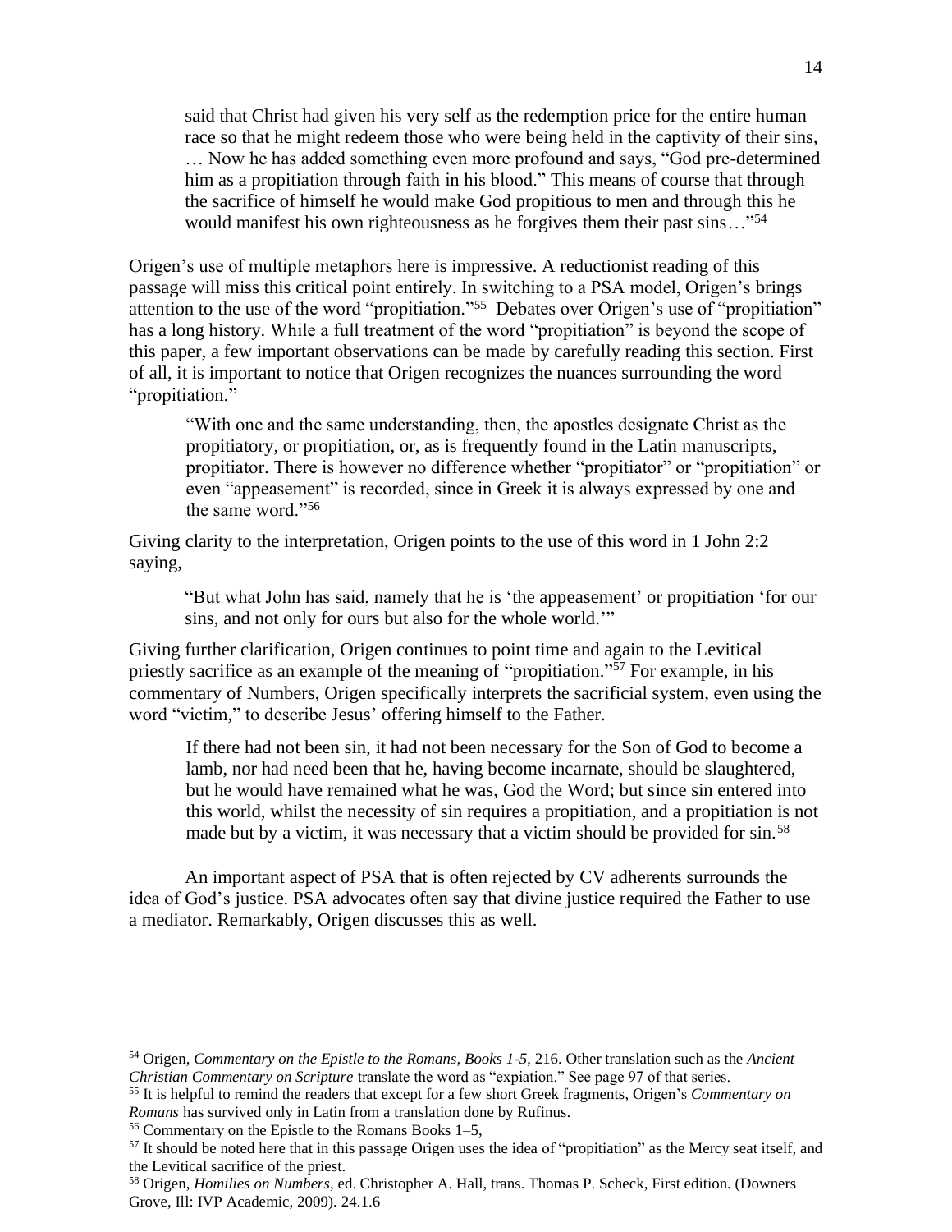> said that Christ had given his very self as the redemption price for the entire human race so that he might redeem those who were being held in the captivity of their sins, … Now he has added something even more profound and says, "God pre-determined him as a propitiation through faith in his blood." This means of course that through the sacrifice of himself he would make God propitious to men and through this he would manifest his own righteousness as he forgives them their past sins…"[54]

Origen's use of multiple metaphors here is impressive. A reductionist reading of this passage will miss this critical point entirely. In switching to a PSA model, Origen's brings attention to the use of the word "propitiation."[55] Debates over Origen's use of "propitiation" has a long history. While a full treatment of the word "propitiation" is beyond the scope of this paper, a few important observations can be made by carefully reading this section. First of all, it is important to notice that Origen recognizes the nuances surrounding the word "propitiation."

> "With one and the same understanding, then, the apostles designate Christ as the propitiatory, or propitiation, or, as is frequently found in the Latin manuscripts, propitiator. There is however no difference whether "propitiator" or "propitiation" or even "appeasement" is recorded, since in Greek it is always expressed by one and the same word."[56]

Giving clarity to the interpretation, Origen points to the use of this word in 1 John 2:2 saying,

> "But what John has said, namely that he is 'the appeasement' or propitiation 'for our sins, and not only for ours but also for the whole world.'"

Giving further clarification, Origen continues to point time and again to the Levitical priestly sacrifice as an example of the meaning of "propitiation."[57] For example, in his commentary of Numbers, Origen specifically interprets the sacrificial system, even using the word "victim," to describe Jesus' offering himself to the Father.

> If there had not been sin, it had not been necessary for the Son of God to become a lamb, nor had need been that he, having become incarnate, should be slaughtered, but he would have remained what he was, God the Word; but since sin entered into this world, whilst the necessity of sin requires a propitiation, and a propitiation is not made but by a victim, it was necessary that a victim should be provided for sin.[58]

An important aspect of PSA that is often rejected by CV adherents surrounds the idea of God's justice. PSA advocates often say that divine justice required the Father to use a mediator. Remarkably, Origen discusses this as well.

---

[54] Origen, *Commentary on the Epistle to the Romans, Books 1-5*, 216. Other translation such as the *Ancient Christian Commentary on Scripture* translate the word as "expiation." See page 97 of that series.

[55] It is helpful to remind the readers that except for a few short Greek fragments, Origen's *Commentary on Romans* has survived only in Latin from a translation done by Rufinus.

[56] Commentary on the Epistle to the Romans Books 1–5,

[57] It should be noted here that in this passage Origen uses the idea of "propitiation" as the Mercy seat itself, and the Levitical sacrifice of the priest.

[58] Origen, *Homilies on Numbers*, ed. Christopher A. Hall, trans. Thomas P. Scheck, First edition. (Downers Grove, Ill: IVP Academic, 2009). 24.1.6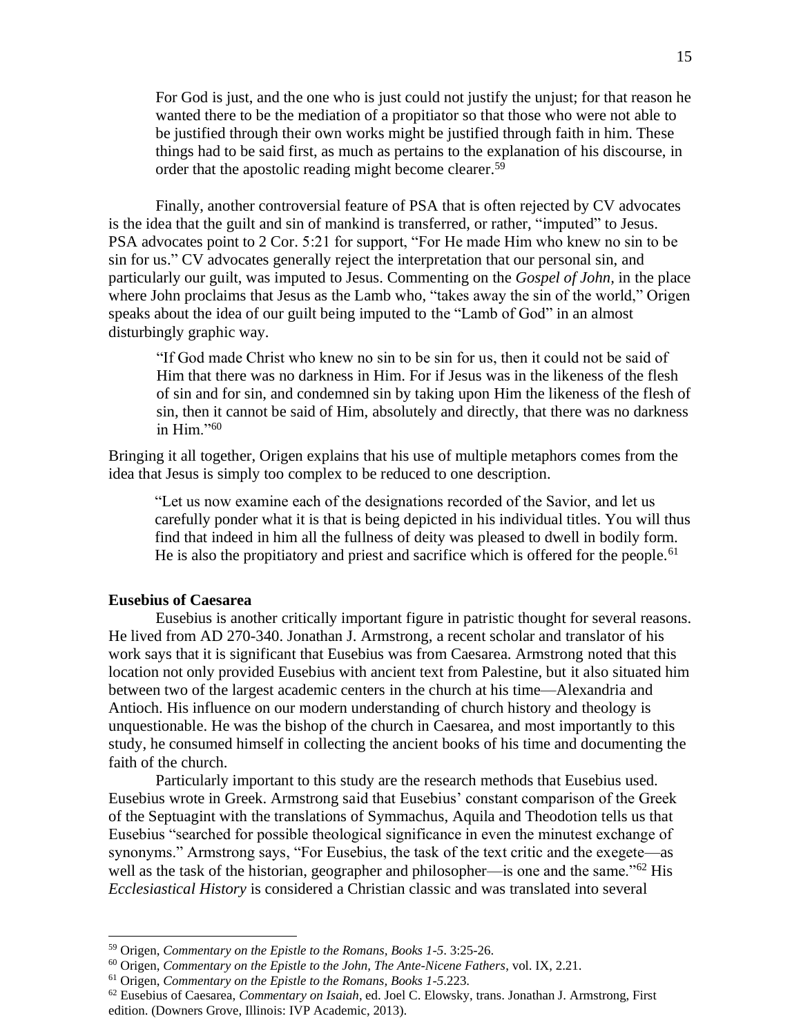> For God is just, and the one who is just could not justify the unjust; for that reason he wanted there to be the mediation of a propitiator so that those who were not able to be justified through their own works might be justified through faith in him. These things had to be said first, as much as pertains to the explanation of his discourse, in order that the apostolic reading might become clearer.[59]

Finally, another controversial feature of PSA that is often rejected by CV advocates is the idea that the guilt and sin of mankind is transferred, or rather, "imputed" to Jesus. PSA advocates point to 2 Cor. 5:21 for support, "For He made Him who knew no sin to be sin for us." CV advocates generally reject the interpretation that our personal sin, and particularly our guilt, was imputed to Jesus. Commenting on the *Gospel of John,* in the place where John proclaims that Jesus as the Lamb who, "takes away the sin of the world," Origen speaks about the idea of our guilt being imputed to the "Lamb of God" in an almost disturbingly graphic way.

> "If God made Christ who knew no sin to be sin for us, then it could not be said of Him that there was no darkness in Him. For if Jesus was in the likeness of the flesh of sin and for sin, and condemned sin by taking upon Him the likeness of the flesh of sin, then it cannot be said of Him, absolutely and directly, that there was no darkness in Him."[60]

Bringing it all together, Origen explains that his use of multiple metaphors comes from the idea that Jesus is simply too complex to be reduced to one description.

> "Let us now examine each of the designations recorded of the Savior, and let us carefully ponder what it is that is being depicted in his individual titles. You will thus find that indeed in him all the fullness of deity was pleased to dwell in bodily form. He is also the propitiatory and priest and sacrifice which is offered for the people.[61]

**Eusebius of Caesarea**

Eusebius is another critically important figure in patristic thought for several reasons. He lived from AD 270-340. Jonathan J. Armstrong, a recent scholar and translator of his work says that it is significant that Eusebius was from Caesarea. Armstrong noted that this location not only provided Eusebius with ancient text from Palestine, but it also situated him between two of the largest academic centers in the church at his time—Alexandria and Antioch. His influence on our modern understanding of church history and theology is unquestionable. He was the bishop of the church in Caesarea, and most importantly to this study, he consumed himself in collecting the ancient books of his time and documenting the faith of the church.

Particularly important to this study are the research methods that Eusebius used. Eusebius wrote in Greek. Armstrong said that Eusebius' constant comparison of the Greek of the Septuagint with the translations of Symmachus, Aquila and Theodotion tells us that Eusebius "searched for possible theological significance in even the minutest exchange of synonyms." Armstrong says, "For Eusebius, the task of the text critic and the exegete—as well as the task of the historian, geographer and philosopher—is one and the same."[62] His *Ecclesiastical History* is considered a Christian classic and was translated into several

---

[59] Origen, *Commentary on the Epistle to the Romans, Books 1-5*. 3:25-26.

[60] Origen, *Commentary on the Epistle to the John, The Ante-Nicene Fathers*, vol. IX, 2.21.

[61] Origen, *Commentary on the Epistle to the Romans, Books 1-5*.223.

[62] Eusebius of Caesarea, *Commentary on Isaiah*, ed. Joel C. Elowsky, trans. Jonathan J. Armstrong, First edition. (Downers Grove, Illinois: IVP Academic, 2013).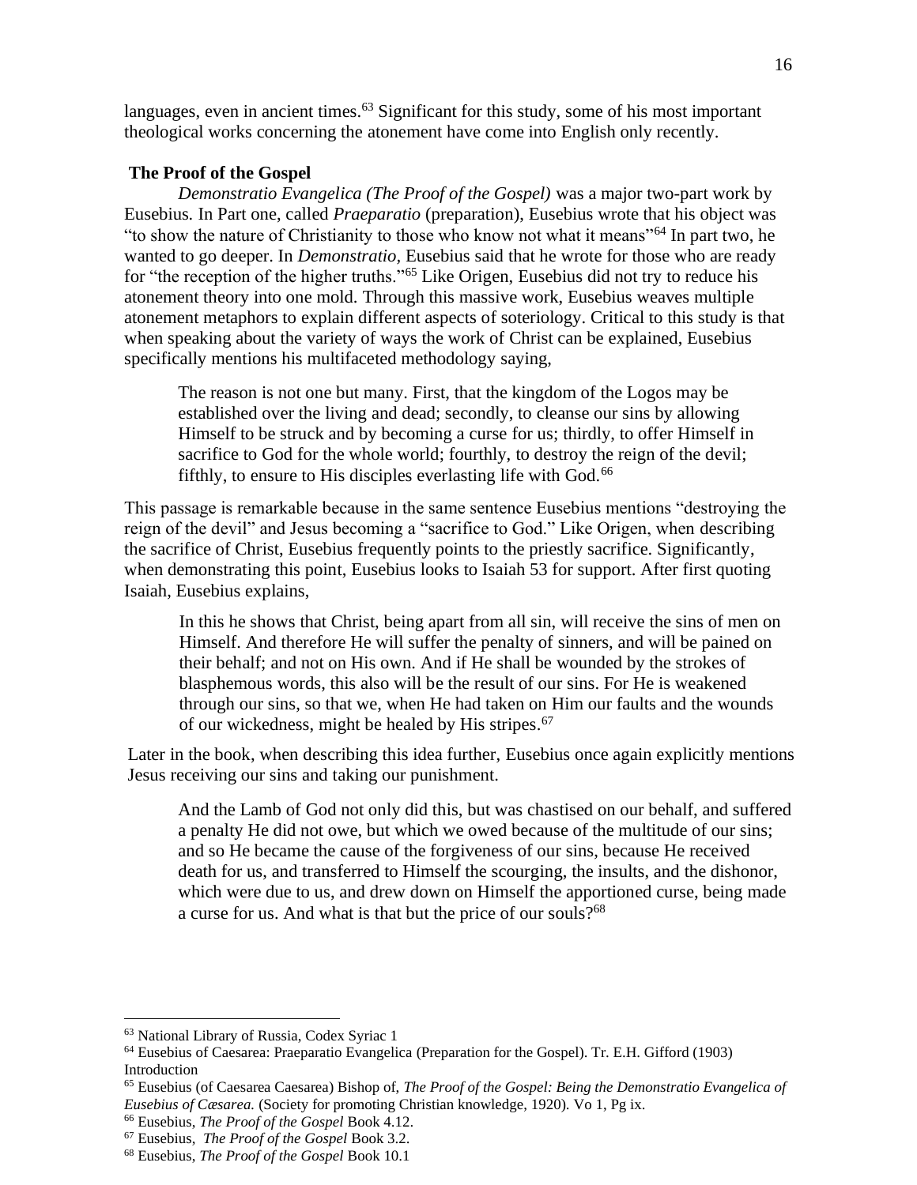languages, even in ancient times.[63] Significant for this study, some of his most important theological works concerning the atonement have come into English only recently.

**The Proof of the Gospel**

*Demonstratio Evangelica (The Proof of the Gospel)* was a major two-part work by Eusebius. In Part one, called *Praeparatio* (preparation), Eusebius wrote that his object was "to show the nature of Christianity to those who know not what it means"[64] In part two, he wanted to go deeper. In *Demonstratio*, Eusebius said that he wrote for those who are ready for "the reception of the higher truths."[65] Like Origen, Eusebius did not try to reduce his atonement theory into one mold. Through this massive work, Eusebius weaves multiple atonement metaphors to explain different aspects of soteriology. Critical to this study is that when speaking about the variety of ways the work of Christ can be explained, Eusebius specifically mentions his multifaceted methodology saying,

> The reason is not one but many. First, that the kingdom of the Logos may be established over the living and dead; secondly, to cleanse our sins by allowing Himself to be struck and by becoming a curse for us; thirdly, to offer Himself in sacrifice to God for the whole world; fourthly, to destroy the reign of the devil; fifthly, to ensure to His disciples everlasting life with God.[66]

This passage is remarkable because in the same sentence Eusebius mentions "destroying the reign of the devil" and Jesus becoming a "sacrifice to God." Like Origen, when describing the sacrifice of Christ, Eusebius frequently points to the priestly sacrifice. Significantly, when demonstrating this point, Eusebius looks to Isaiah 53 for support. After first quoting Isaiah, Eusebius explains,

> In this he shows that Christ, being apart from all sin, will receive the sins of men on Himself. And therefore He will suffer the penalty of sinners, and will be pained on their behalf; and not on His own. And if He shall be wounded by the strokes of blasphemous words, this also will be the result of our sins. For He is weakened through our sins, so that we, when He had taken on Him our faults and the wounds of our wickedness, might be healed by His stripes.[67]

Later in the book, when describing this idea further, Eusebius once again explicitly mentions Jesus receiving our sins and taking our punishment.

> And the Lamb of God not only did this, but was chastised on our behalf, and suffered a penalty He did not owe, but which we owed because of the multitude of our sins; and so He became the cause of the forgiveness of our sins, because He received death for us, and transferred to Himself the scourging, the insults, and the dishonor, which were due to us, and drew down on Himself the apportioned curse, being made a curse for us. And what is that but the price of our souls?[68]

---

[63] National Library of Russia, Codex Syriac 1

[64] Eusebius of Caesarea: Praeparatio Evangelica (Preparation for the Gospel). Tr. E.H. Gifford (1903) Introduction

[65] Eusebius (of Caesarea Caesarea) Bishop of, *The Proof of the Gospel: Being the Demonstratio Evangelica of Eusebius of Cæsarea.* (Society for promoting Christian knowledge, 1920). Vo 1, Pg ix.

[66] Eusebius, *The Proof of the Gospel* Book 4.12.

[67] Eusebius, *The Proof of the Gospel* Book 3.2.

[68] Eusebius, *The Proof of the Gospel* Book 10.1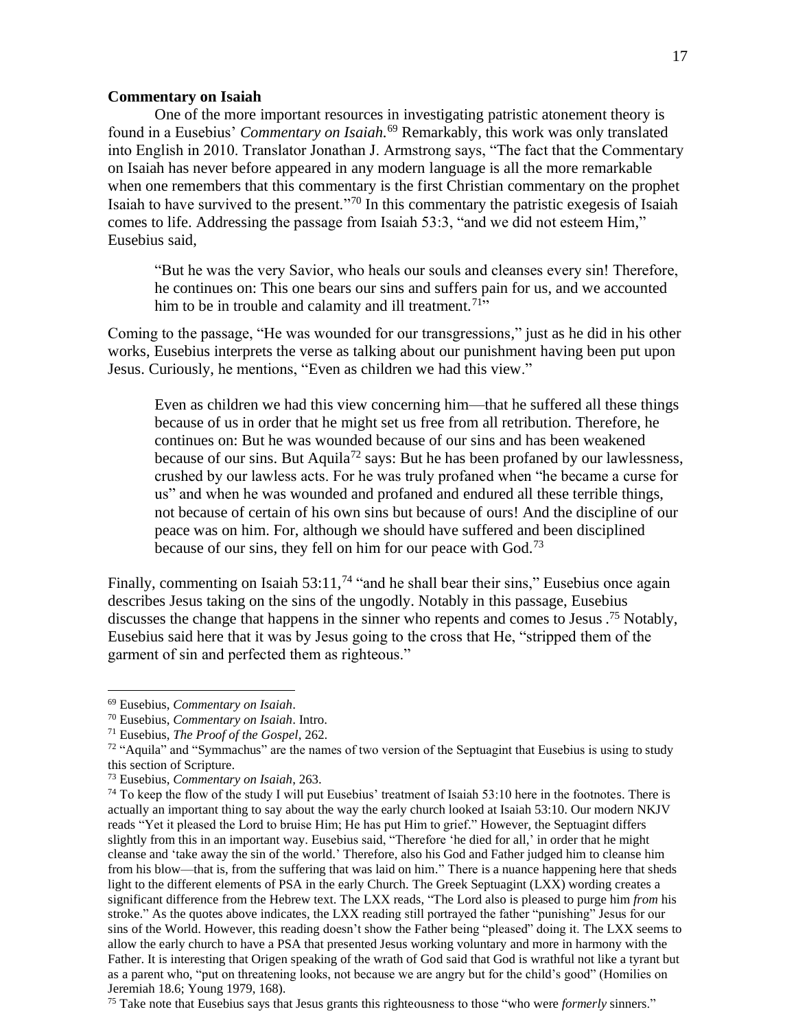**Commentary on Isaiah**

One of the more important resources in investigating patristic atonement theory is found in a Eusebius' *Commentary on Isaiah.*[69] Remarkably, this work was only translated into English in 2010. Translator Jonathan J. Armstrong says, "The fact that the Commentary on Isaiah has never before appeared in any modern language is all the more remarkable when one remembers that this commentary is the first Christian commentary on the prophet Isaiah to have survived to the present."[70] In this commentary the patristic exegesis of Isaiah comes to life. Addressing the passage from Isaiah 53:3, "and we did not esteem Him," Eusebius said,

> "But he was the very Savior, who heals our souls and cleanses every sin! Therefore, he continues on: This one bears our sins and suffers pain for us, and we accounted him to be in trouble and calamity and ill treatment.[71]"

Coming to the passage, "He was wounded for our transgressions," just as he did in his other works, Eusebius interprets the verse as talking about our punishment having been put upon Jesus. Curiously, he mentions, "Even as children we had this view."

> Even as children we had this view concerning him—that he suffered all these things because of us in order that he might set us free from all retribution. Therefore, he continues on: But he was wounded because of our sins and has been weakened because of our sins. But Aquila[72] says: But he has been profaned by our lawlessness, crushed by our lawless acts. For he was truly profaned when "he became a curse for us" and when he was wounded and profaned and endured all these terrible things, not because of certain of his own sins but because of ours! And the discipline of our peace was on him. For, although we should have suffered and been disciplined because of our sins, they fell on him for our peace with God.[73]

Finally, commenting on Isaiah 53:11,[74] "and he shall bear their sins," Eusebius once again describes Jesus taking on the sins of the ungodly. Notably in this passage, Eusebius discusses the change that happens in the sinner who repents and comes to Jesus .[75] Notably, Eusebius said here that it was by Jesus going to the cross that He, "stripped them of the garment of sin and perfected them as righteous."

---

[69] Eusebius, *Commentary on Isaiah*.

[70] Eusebius, *Commentary on Isaiah*. Intro.

[71] Eusebius, *The Proof of the Gospel*, 262.

[72] "Aquila" and "Symmachus" are the names of two version of the Septuagint that Eusebius is using to study this section of Scripture.

[73] Eusebius, *Commentary on Isaiah*, 263.

[74] To keep the flow of the study I will put Eusebius' treatment of Isaiah 53:10 here in the footnotes. There is actually an important thing to say about the way the early church looked at Isaiah 53:10. Our modern NKJV reads "Yet it pleased the Lord to bruise Him; He has put Him to grief." However, the Septuagint differs slightly from this in an important way. Eusebius said, "Therefore 'he died for all,' in order that he might cleanse and 'take away the sin of the world.' Therefore, also his God and Father judged him to cleanse him from his blow—that is, from the suffering that was laid on him." There is a nuance happening here that sheds light to the different elements of PSA in the early Church. The Greek Septuagint (LXX) wording creates a significant difference from the Hebrew text. The LXX reads, "The Lord also is pleased to purge him *from* his stroke." As the quotes above indicates, the LXX reading still portrayed the father "punishing" Jesus for our sins of the World. However, this reading doesn't show the Father being "pleased" doing it. The LXX seems to allow the early church to have a PSA that presented Jesus working voluntary and more in harmony with the Father. It is interesting that Origen speaking of the wrath of God said that God is wrathful not like a tyrant but as a parent who, "put on threatening looks, not because we are angry but for the child's good" (Homilies on Jeremiah 18.6; Young 1979, 168).

[75] Take note that Eusebius says that Jesus grants this righteousness to those "who were *formerly* sinners."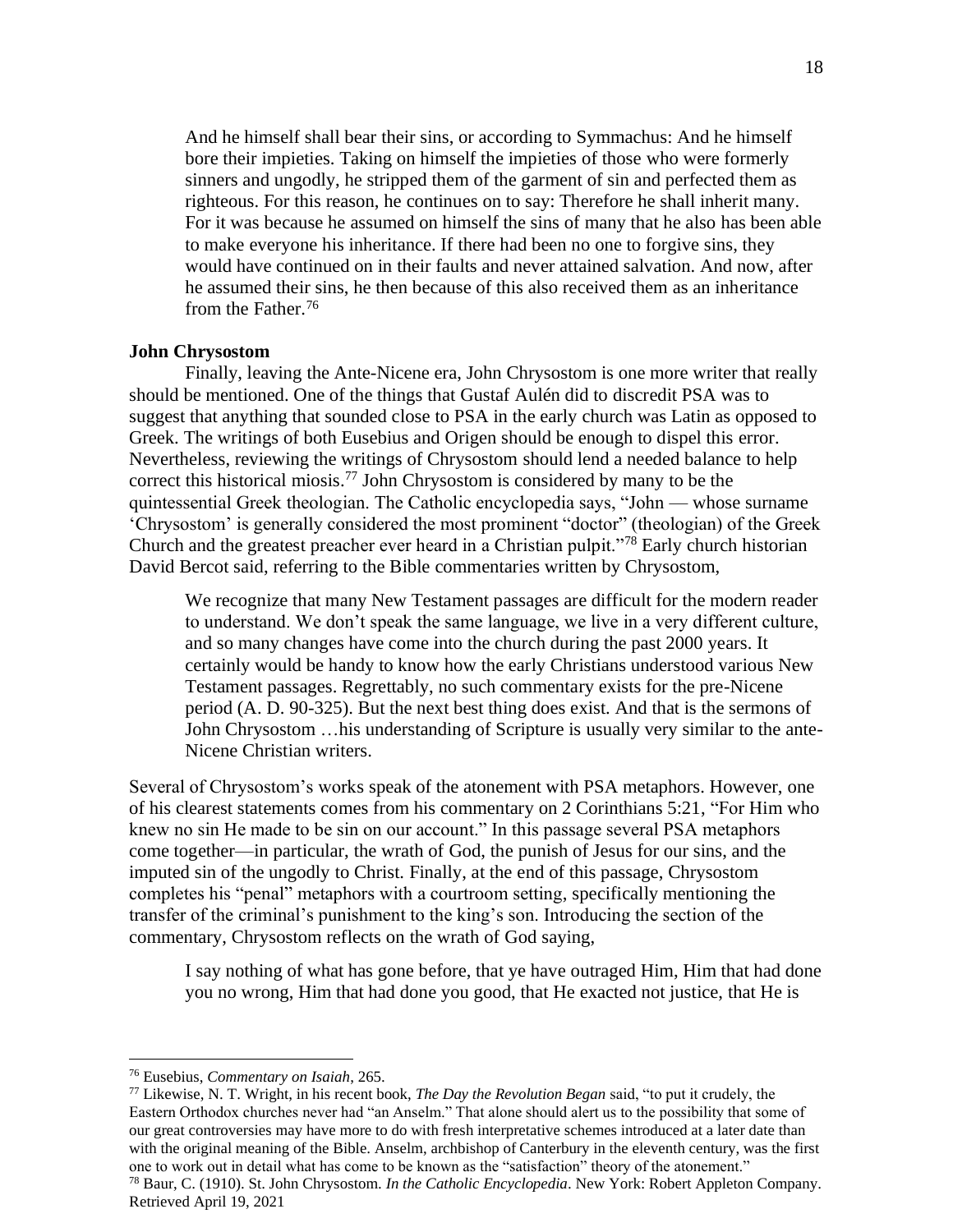> And he himself shall bear their sins, or according to Symmachus: And he himself bore their impieties. Taking on himself the impieties of those who were formerly sinners and ungodly, he stripped them of the garment of sin and perfected them as righteous. For this reason, he continues on to say: Therefore he shall inherit many. For it was because he assumed on himself the sins of many that he also has been able to make everyone his inheritance. If there had been no one to forgive sins, they would have continued on in their faults and never attained salvation. And now, after he assumed their sins, he then because of this also received them as an inheritance from the Father.[76]

**John Chrysostom**

Finally, leaving the Ante-Nicene era, John Chrysostom is one more writer that really should be mentioned. One of the things that Gustaf Aulén did to discredit PSA was to suggest that anything that sounded close to PSA in the early church was Latin as opposed to Greek. The writings of both Eusebius and Origen should be enough to dispel this error. Nevertheless, reviewing the writings of Chrysostom should lend a needed balance to help correct this historical miosis.[77] John Chrysostom is considered by many to be the quintessential Greek theologian. The Catholic encyclopedia says, "John — whose surname 'Chrysostom' is generally considered the most prominent "doctor" (theologian) of the Greek Church and the greatest preacher ever heard in a Christian pulpit."[78] Early church historian David Bercot said, referring to the Bible commentaries written by Chrysostom,

> We recognize that many New Testament passages are difficult for the modern reader to understand. We don't speak the same language, we live in a very different culture, and so many changes have come into the church during the past 2000 years. It certainly would be handy to know how the early Christians understood various New Testament passages. Regrettably, no such commentary exists for the pre-Nicene period (A. D. 90-325). But the next best thing does exist. And that is the sermons of John Chrysostom …his understanding of Scripture is usually very similar to the ante-Nicene Christian writers.

Several of Chrysostom's works speak of the atonement with PSA metaphors. However, one of his clearest statements comes from his commentary on 2 Corinthians 5:21, "For Him who knew no sin He made to be sin on our account." In this passage several PSA metaphors come together—in particular, the wrath of God, the punish of Jesus for our sins, and the imputed sin of the ungodly to Christ. Finally, at the end of this passage, Chrysostom completes his "penal" metaphors with a courtroom setting, specifically mentioning the transfer of the criminal's punishment to the king's son. Introducing the section of the commentary, Chrysostom reflects on the wrath of God saying,

> I say nothing of what has gone before, that ye have outraged Him, Him that had done you no wrong, Him that had done you good, that He exacted not justice, that He is

---

[76] Eusebius, *Commentary on Isaiah*, 265.

[77] Likewise, N. T. Wright, in his recent book, *The Day the Revolution Began* said, "to put it crudely, the Eastern Orthodox churches never had "an Anselm." That alone should alert us to the possibility that some of our great controversies may have more to do with fresh interpretative schemes introduced at a later date than with the original meaning of the Bible. Anselm, archbishop of Canterbury in the eleventh century, was the first one to work out in detail what has come to be known as the "satisfaction" theory of the atonement."

[78] Baur, C. (1910). St. John Chrysostom. *In the Catholic Encyclopedia*. New York: Robert Appleton Company. Retrieved April 19, 2021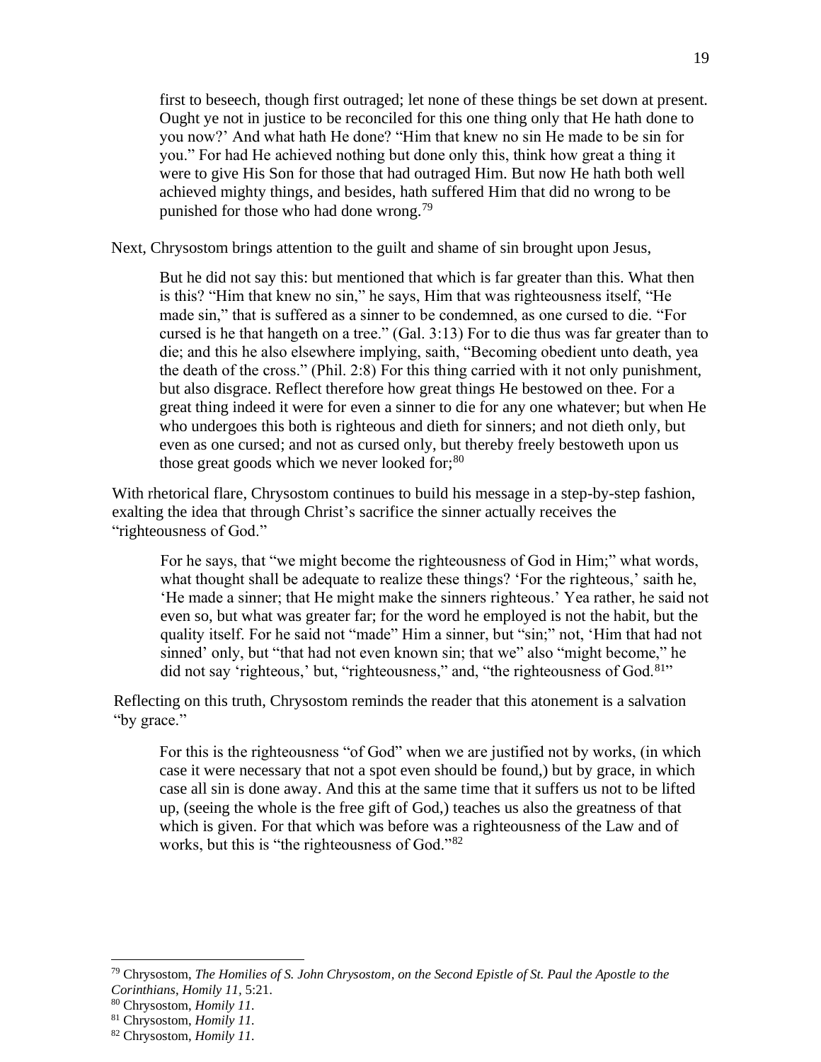> first to beseech, though first outraged; let none of these things be set down at present. Ought ye not in justice to be reconciled for this one thing only that He hath done to you now?' And what hath He done? "Him that knew no sin He made to be sin for you." For had He achieved nothing but done only this, think how great a thing it were to give His Son for those that had outraged Him. But now He hath both well achieved mighty things, and besides, hath suffered Him that did no wrong to be punished for those who had done wrong.[79]

Next, Chrysostom brings attention to the guilt and shame of sin brought upon Jesus,

> But he did not say this: but mentioned that which is far greater than this. What then is this? "Him that knew no sin," he says, Him that was righteousness itself, "He made sin," that is suffered as a sinner to be condemned, as one cursed to die. "For cursed is he that hangeth on a tree." (Gal. 3:13) For to die thus was far greater than to die; and this he also elsewhere implying, saith, "Becoming obedient unto death, yea the death of the cross." (Phil. 2:8) For this thing carried with it not only punishment, but also disgrace. Reflect therefore how great things He bestowed on thee. For a great thing indeed it were for even a sinner to die for any one whatever; but when He who undergoes this both is righteous and dieth for sinners; and not dieth only, but even as one cursed; and not as cursed only, but thereby freely bestoweth upon us those great goods which we never looked for;[80]

With rhetorical flare, Chrysostom continues to build his message in a step-by-step fashion, exalting the idea that through Christ's sacrifice the sinner actually receives the "righteousness of God."

> For he says, that "we might become the righteousness of God in Him;" what words, what thought shall be adequate to realize these things? 'For the righteous,' saith he, 'He made a sinner; that He might make the sinners righteous.' Yea rather, he said not even so, but what was greater far; for the word he employed is not the habit, but the quality itself. For he said not "made" Him a sinner, but "sin;" not, 'Him that had not sinned' only, but "that had not even known sin; that we" also "might become," he did not say 'righteous,' but, "righteousness," and, "the righteousness of God.[81]"

Reflecting on this truth, Chrysostom reminds the reader that this atonement is a salvation "by grace."

> For this is the righteousness "of God" when we are justified not by works, (in which case it were necessary that not a spot even should be found,) but by grace, in which case all sin is done away. And this at the same time that it suffers us not to be lifted up, (seeing the whole is the free gift of God,) teaches us also the greatness of that which is given. For that which was before was a righteousness of the Law and of works, but this is "the righteousness of God."[82]

---

[79] Chrysostom, *The Homilies of S. John Chrysostom, on the Second Epistle of St. Paul the Apostle to the Corinthians, Homily 11,* 5:21.

[80] Chrysostom, *Homily 11.*

[81] Chrysostom, *Homily 11.*

[82] Chrysostom, *Homily 11.*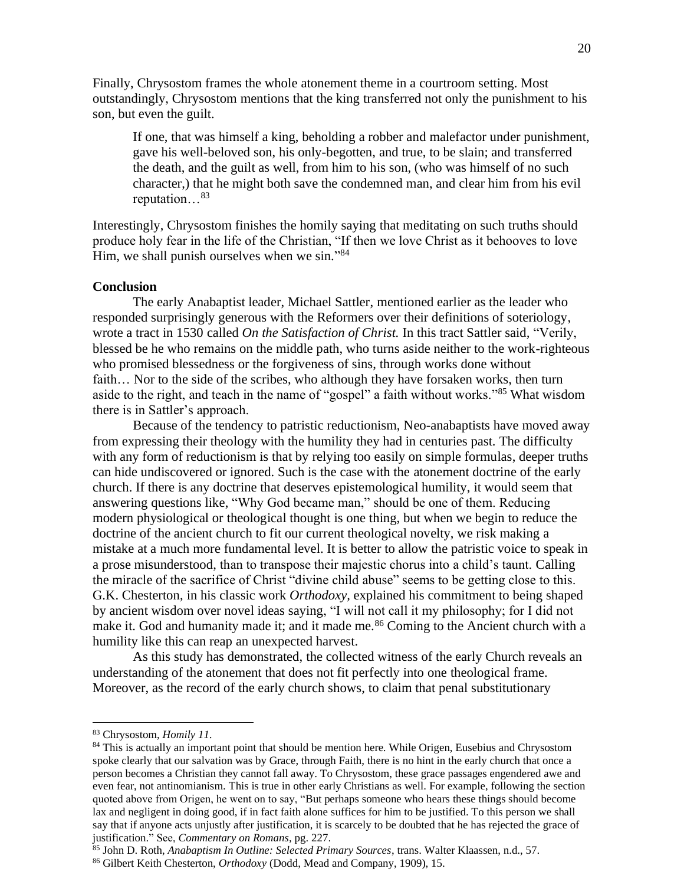Finally, Chrysostom frames the whole atonement theme in a courtroom setting. Most outstandingly, Chrysostom mentions that the king transferred not only the punishment to his son, but even the guilt.

> If one, that was himself a king, beholding a robber and malefactor under punishment, gave his well-beloved son, his only-begotten, and true, to be slain; and transferred the death, and the guilt as well, from him to his son, (who was himself of no such character,) that he might both save the condemned man, and clear him from his evil reputation…[83]

Interestingly, Chrysostom finishes the homily saying that meditating on such truths should produce holy fear in the life of the Christian, "If then we love Christ as it behooves to love Him, we shall punish ourselves when we sin."[84]

**Conclusion**

The early Anabaptist leader, Michael Sattler, mentioned earlier as the leader who responded surprisingly generous with the Reformers over their definitions of soteriology, wrote a tract in 1530 called *On the Satisfaction of Christ.* In this tract Sattler said, "Verily, blessed be he who remains on the middle path, who turns aside neither to the work-righteous who promised blessedness or the forgiveness of sins, through works done without faith… Nor to the side of the scribes, who although they have forsaken works, then turn aside to the right, and teach in the name of "gospel" a faith without works."[85] What wisdom there is in Sattler's approach.

Because of the tendency to patristic reductionism, Neo-anabaptists have moved away from expressing their theology with the humility they had in centuries past. The difficulty with any form of reductionism is that by relying too easily on simple formulas, deeper truths can hide undiscovered or ignored. Such is the case with the atonement doctrine of the early church. If there is any doctrine that deserves epistemological humility, it would seem that answering questions like, "Why God became man," should be one of them. Reducing modern physiological or theological thought is one thing, but when we begin to reduce the doctrine of the ancient church to fit our current theological novelty, we risk making a mistake at a much more fundamental level. It is better to allow the patristic voice to speak in a prose misunderstood, than to transpose their majestic chorus into a child's taunt. Calling the miracle of the sacrifice of Christ "divine child abuse" seems to be getting close to this. G.K. Chesterton, in his classic work *Orthodoxy,* explained his commitment to being shaped by ancient wisdom over novel ideas saying, "I will not call it my philosophy; for I did not make it. God and humanity made it; and it made me.[86] Coming to the Ancient church with a humility like this can reap an unexpected harvest.

As this study has demonstrated, the collected witness of the early Church reveals an understanding of the atonement that does not fit perfectly into one theological frame. Moreover, as the record of the early church shows, to claim that penal substitutionary

---

[83] Chrysostom, *Homily 11*.

[84] This is actually an important point that should be mention here. While Origen, Eusebius and Chrysostom spoke clearly that our salvation was by Grace, through Faith, there is no hint in the early church that once a person becomes a Christian they cannot fall away. To Chrysostom, these grace passages engendered awe and even fear, not antinomianism. This is true in other early Christians as well. For example, following the section quoted above from Origen, he went on to say, "But perhaps someone who hears these things should become lax and negligent in doing good, if in fact faith alone suffices for him to be justified. To this person we shall say that if anyone acts unjustly after justification, it is scarcely to be doubted that he has rejected the grace of justification." See, *Commentary on Romans,* pg. 227.

[85] John D. Roth, *Anabaptism In Outline: Selected Primary Sources*, trans. Walter Klaassen, n.d., 57.

[86] Gilbert Keith Chesterton, *Orthodoxy* (Dodd, Mead and Company, 1909), 15.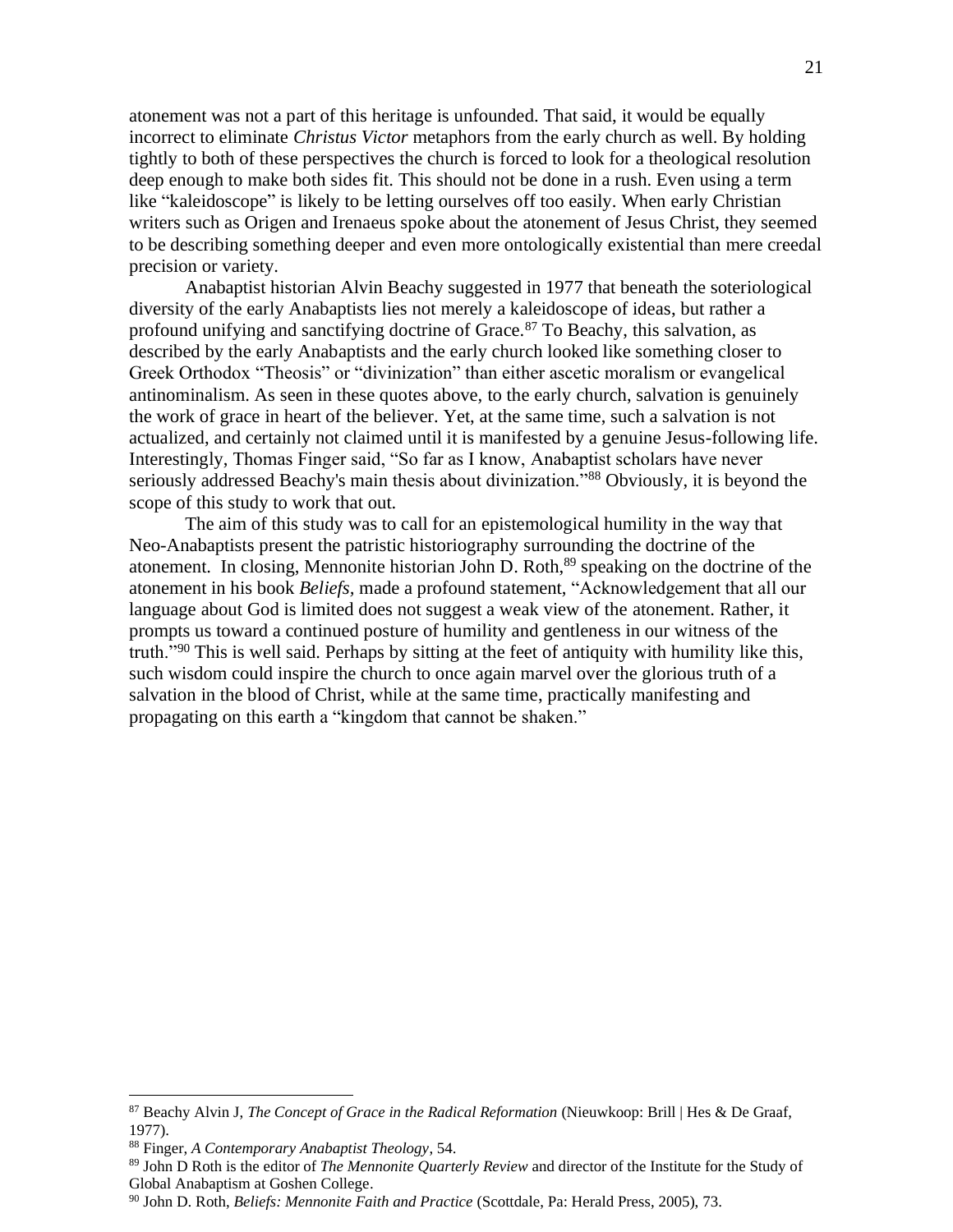atonement was not a part of this heritage is unfounded. That said, it would be equally incorrect to eliminate *Christus Victor* metaphors from the early church as well. By holding tightly to both of these perspectives the church is forced to look for a theological resolution deep enough to make both sides fit. This should not be done in a rush. Even using a term like "kaleidoscope" is likely to be letting ourselves off too easily. When early Christian writers such as Origen and Irenaeus spoke about the atonement of Jesus Christ, they seemed to be describing something deeper and even more ontologically existential than mere creedal precision or variety.

Anabaptist historian Alvin Beachy suggested in 1977 that beneath the soteriological diversity of the early Anabaptists lies not merely a kaleidoscope of ideas, but rather a profound unifying and sanctifying doctrine of Grace.[87] To Beachy, this salvation, as described by the early Anabaptists and the early church looked like something closer to Greek Orthodox "Theosis" or "divinization" than either ascetic moralism or evangelical antinominalism. As seen in these quotes above, to the early church, salvation is genuinely the work of grace in heart of the believer. Yet, at the same time, such a salvation is not actualized, and certainly not claimed until it is manifested by a genuine Jesus-following life. Interestingly, Thomas Finger said, "So far as I know, Anabaptist scholars have never seriously addressed Beachy's main thesis about divinization."[88] Obviously, it is beyond the scope of this study to work that out.

The aim of this study was to call for an epistemological humility in the way that Neo-Anabaptists present the patristic historiography surrounding the doctrine of the atonement. In closing, Mennonite historian John D. Roth,[89] speaking on the doctrine of the atonement in his book *Beliefs,* made a profound statement, "Acknowledgement that all our language about God is limited does not suggest a weak view of the atonement. Rather, it prompts us toward a continued posture of humility and gentleness in our witness of the truth."[90] This is well said. Perhaps by sitting at the feet of antiquity with humility like this, such wisdom could inspire the church to once again marvel over the glorious truth of a salvation in the blood of Christ, while at the same time, practically manifesting and propagating on this earth a "kingdom that cannot be shaken."

---

[87] Beachy Alvin J, *The Concept of Grace in the Radical Reformation* (Nieuwkoop: Brill | Hes & De Graaf, 1977).

[88] Finger, *A Contemporary Anabaptist Theology*, 54.

[89] John D Roth is the editor of *The Mennonite Quarterly Review* and director of the Institute for the Study of Global Anabaptism at Goshen College.

[90] John D. Roth, *Beliefs: Mennonite Faith and Practice* (Scottdale, Pa: Herald Press, 2005), 73.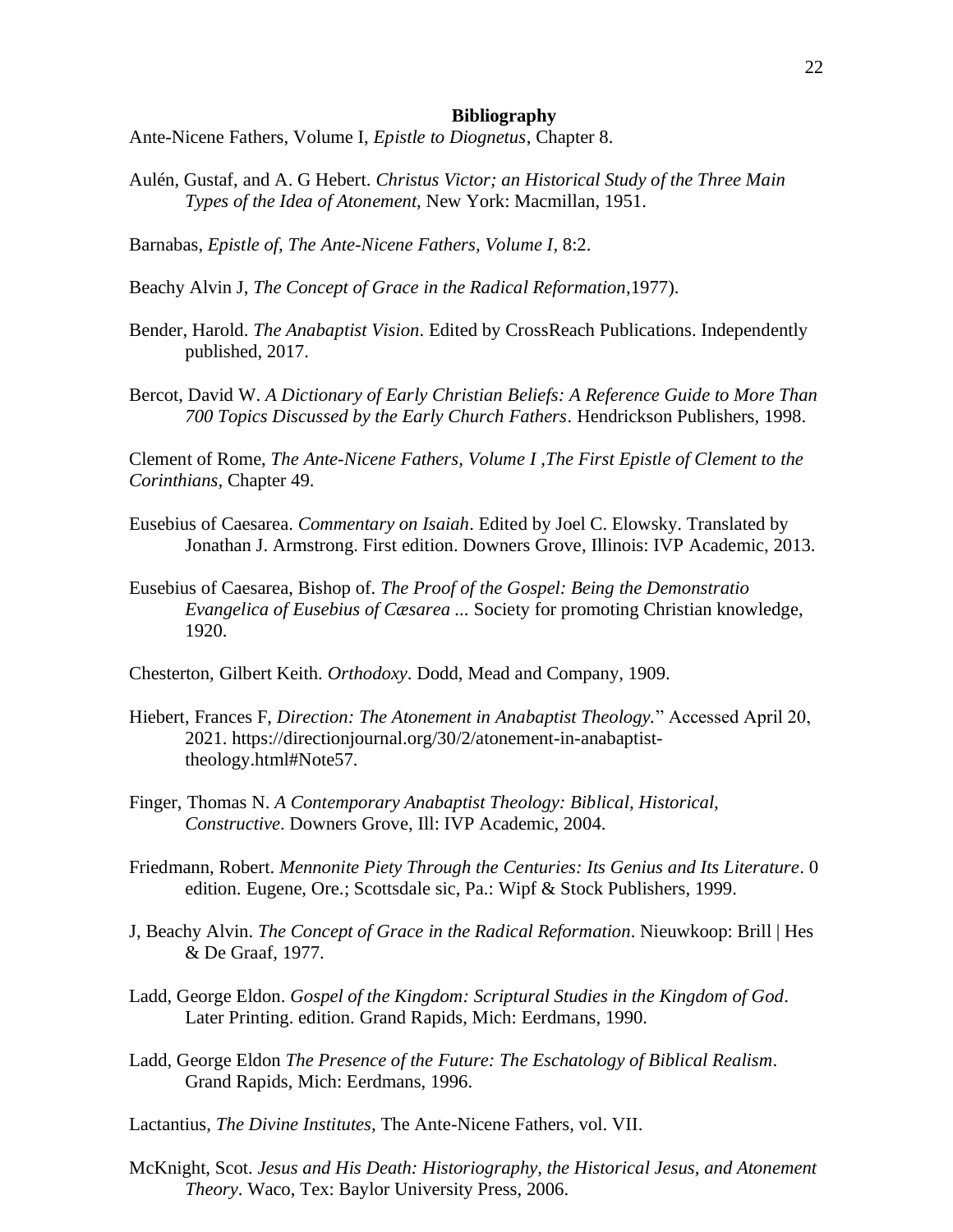## Bibliography

Ante-Nicene Fathers, Volume I, *Epistle to Diognetus*, Chapter 8.

Aulén, Gustaf, and A. G Hebert. *Christus Victor; an Historical Study of the Three Main Types of the Idea of Atonement,* New York: Macmillan, 1951.

Barnabas, *Epistle of, The Ante-Nicene Fathers, Volume I*, 8:2.

Beachy Alvin J, *The Concept of Grace in the Radical Reformation*,1977).

Bender, Harold. *The Anabaptist Vision*. Edited by CrossReach Publications. Independently published, 2017.

Bercot, David W. *A Dictionary of Early Christian Beliefs: A Reference Guide to More Than 700 Topics Discussed by the Early Church Fathers*. Hendrickson Publishers, 1998.

Clement of Rome, *The Ante-Nicene Fathers, Volume I ,The First Epistle of Clement to the Corinthians,* Chapter 49.

Eusebius of Caesarea. *Commentary on Isaiah*. Edited by Joel C. Elowsky. Translated by Jonathan J. Armstrong. First edition. Downers Grove, Illinois: IVP Academic, 2013.

Eusebius of Caesarea, Bishop of. *The Proof of the Gospel: Being the Demonstratio Evangelica of Eusebius of Cæsarea ...* Society for promoting Christian knowledge, 1920.

Chesterton, Gilbert Keith. *Orthodoxy*. Dodd, Mead and Company, 1909.

Hiebert, Frances F, *Direction: The Atonement in Anabaptist Theology.*" Accessed April 20, 2021. https://directionjournal.org/30/2/atonement-in-anabaptist-theology.html#Note57.

Finger, Thomas N. *A Contemporary Anabaptist Theology: Biblical, Historical, Constructive*. Downers Grove, Ill: IVP Academic, 2004.

Friedmann, Robert. *Mennonite Piety Through the Centuries: Its Genius and Its Literature*. 0 edition. Eugene, Ore.; Scottsdale sic, Pa.: Wipf & Stock Publishers, 1999.

J, Beachy Alvin. *The Concept of Grace in the Radical Reformation*. Nieuwkoop: Brill | Hes & De Graaf, 1977.

Ladd, George Eldon. *Gospel of the Kingdom: Scriptural Studies in the Kingdom of God*. Later Printing. edition. Grand Rapids, Mich: Eerdmans, 1990.

Ladd, George Eldon *The Presence of the Future: The Eschatology of Biblical Realism*. Grand Rapids, Mich: Eerdmans, 1996.

Lactantius, *The Divine Institutes,* The Ante-Nicene Fathers, vol. VII.

McKnight, Scot. *Jesus and His Death: Historiography, the Historical Jesus, and Atonement Theory*. Waco, Tex: Baylor University Press, 2006.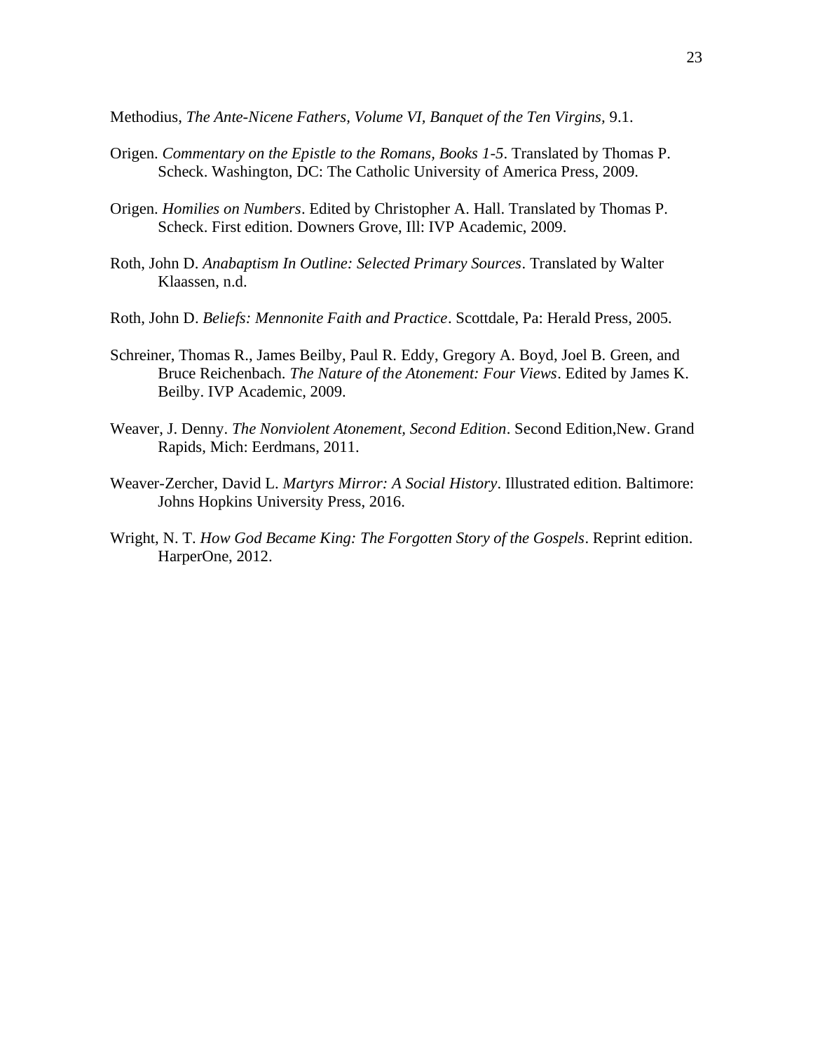Methodius, *The Ante-Nicene Fathers, Volume VI, Banquet of the Ten Virgins,* 9.1.

Origen. *Commentary on the Epistle to the Romans, Books 1-5*. Translated by Thomas P. Scheck. Washington, DC: The Catholic University of America Press, 2009.

Origen. *Homilies on Numbers*. Edited by Christopher A. Hall. Translated by Thomas P. Scheck. First edition. Downers Grove, Ill: IVP Academic, 2009.

Roth, John D. *Anabaptism In Outline: Selected Primary Sources*. Translated by Walter Klaassen, n.d.

Roth, John D. *Beliefs: Mennonite Faith and Practice*. Scottdale, Pa: Herald Press, 2005.

Schreiner, Thomas R., James Beilby, Paul R. Eddy, Gregory A. Boyd, Joel B. Green, and Bruce Reichenbach. *The Nature of the Atonement: Four Views*. Edited by James K. Beilby. IVP Academic, 2009.

Weaver, J. Denny. *The Nonviolent Atonement, Second Edition*. Second Edition,New. Grand Rapids, Mich: Eerdmans, 2011.

Weaver-Zercher, David L. *Martyrs Mirror: A Social History*. Illustrated edition. Baltimore: Johns Hopkins University Press, 2016.

Wright, N. T. *How God Became King: The Forgotten Story of the Gospels*. Reprint edition. HarperOne, 2012.